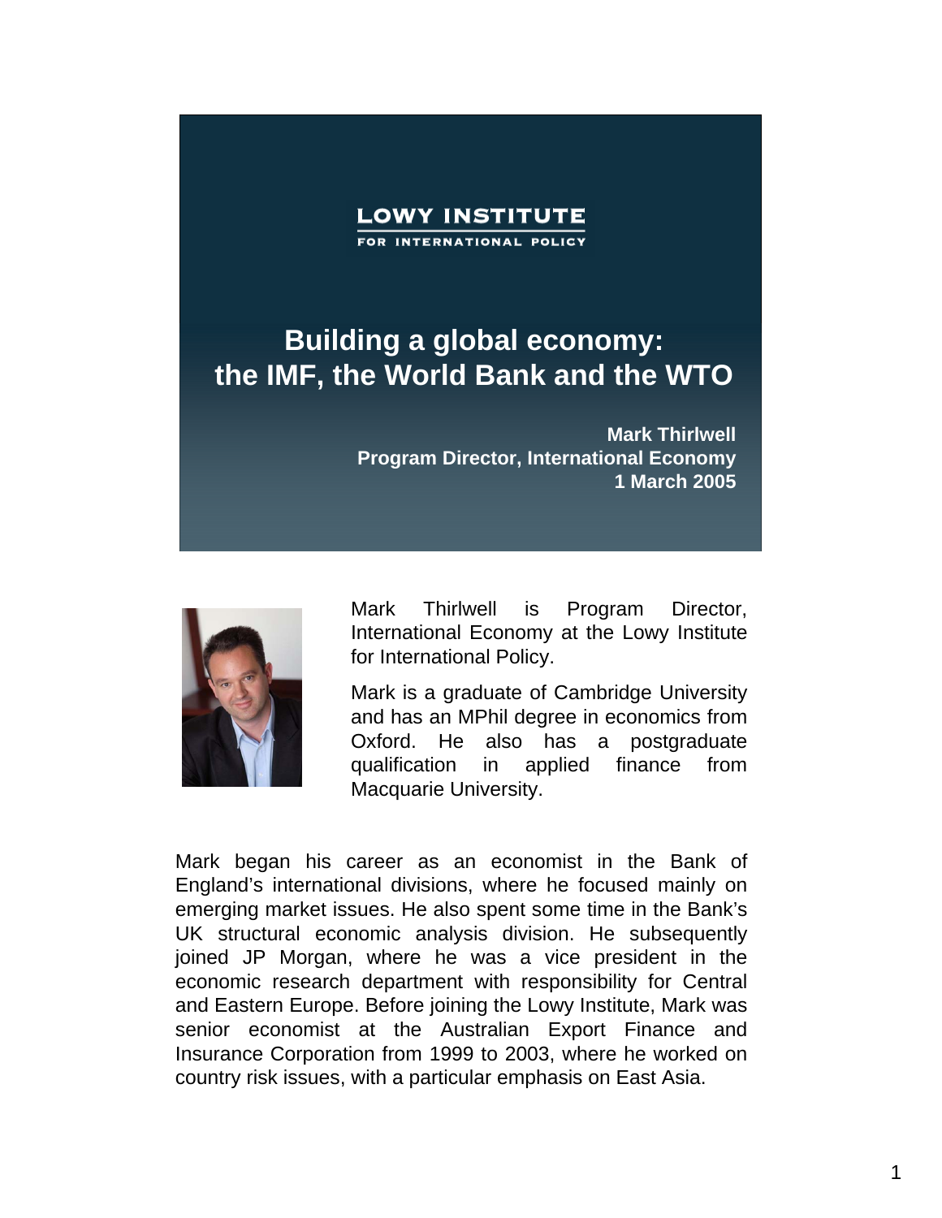LOWY INSTITUTE
FOR INTERNATIONAL POLICY

# Building a global economy: the IMF, the World Bank and the WTO

**Mark Thirlwell**
**Program Director, International Economy**
**1 March 2005**

Mark Thirlwell is Program Director, International Economy at the Lowy Institute for International Policy.

Mark is a graduate of Cambridge University and has an MPhil degree in economics from Oxford. He also has a postgraduate qualification in applied finance from Macquarie University.

Mark began his career as an economist in the Bank of England's international divisions, where he focused mainly on emerging market issues. He also spent some time in the Bank's UK structural economic analysis division. He subsequently joined JP Morgan, where he was a vice president in the economic research department with responsibility for Central and Eastern Europe. Before joining the Lowy Institute, Mark was senior economist at the Australian Export Finance and Insurance Corporation from 1999 to 2003, where he worked on country risk issues, with a particular emphasis on East Asia.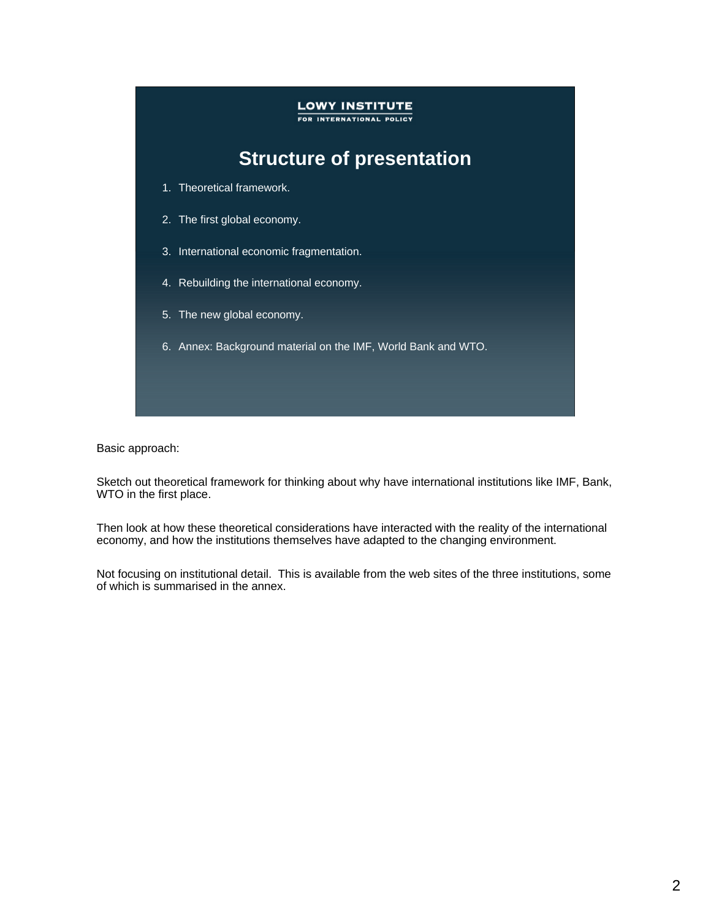LOWY INSTITUTE
FOR INTERNATIONAL POLICY

## Structure of presentation

1. Theoretical framework.
2. The first global economy.
3. International economic fragmentation.
4. Rebuilding the international economy.
5. The new global economy.
6. Annex: Background material on the IMF, World Bank and WTO.

Basic approach:

Sketch out theoretical framework for thinking about why have international institutions like IMF, Bank, WTO in the first place.

Then look at how these theoretical considerations have interacted with the reality of the international economy, and how the institutions themselves have adapted to the changing environment.

Not focusing on institutional detail. This is available from the web sites of the three institutions, some of which is summarised in the annex.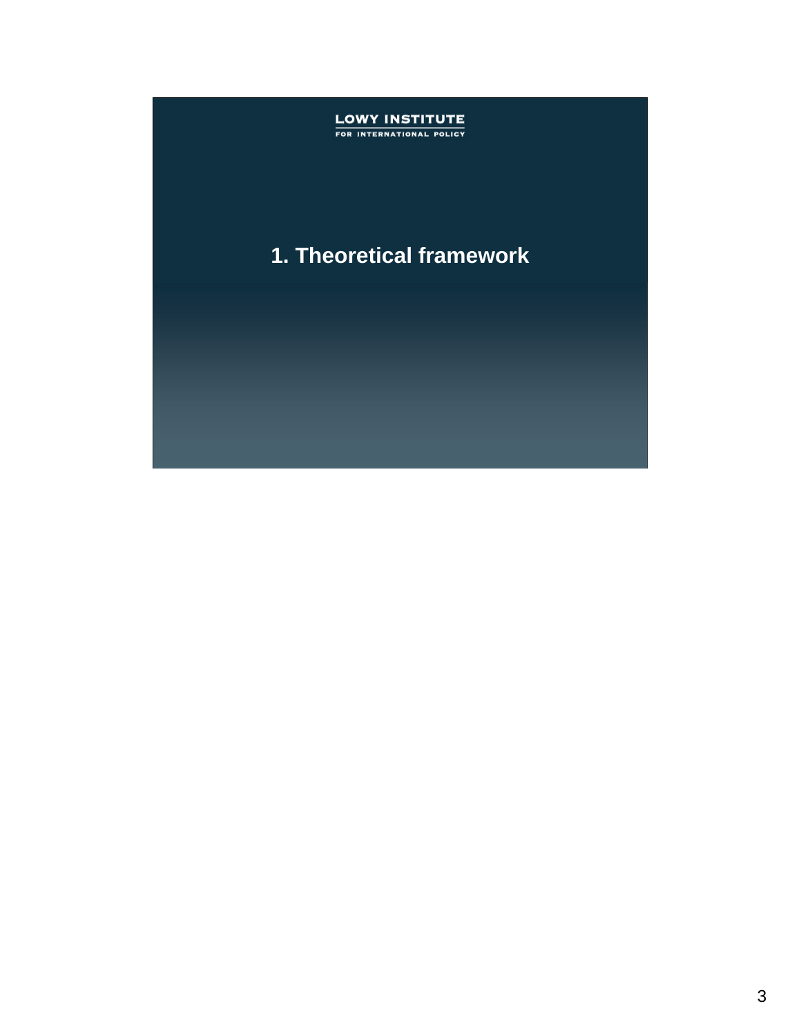LOWY INSTITUTE
FOR INTERNATIONAL POLICY

# 1. Theoretical framework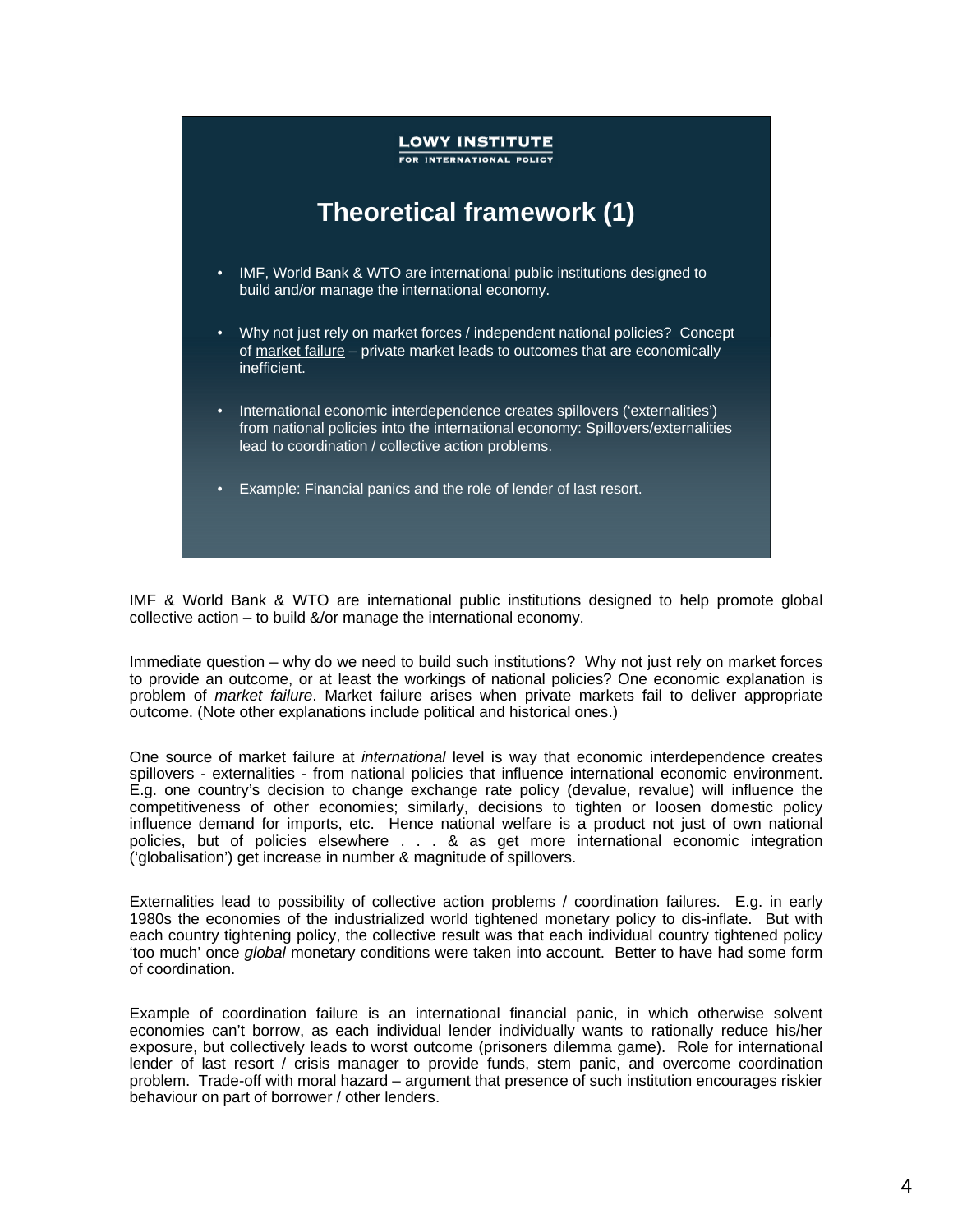LOWY INSTITUTE
FOR INTERNATIONAL POLICY

## Theoretical framework (1)

- IMF, World Bank & WTO are international public institutions designed to build and/or manage the international economy.
- Why not just rely on market forces / independent national policies? Concept of market failure – private market leads to outcomes that are economically inefficient.
- International economic interdependence creates spillovers ('externalities') from national policies into the international economy: Spillovers/externalities lead to coordination / collective action problems.
- Example: Financial panics and the role of lender of last resort.

IMF & World Bank & WTO are international public institutions designed to help promote global collective action – to build &/or manage the international economy.

Immediate question – why do we need to build such institutions? Why not just rely on market forces to provide an outcome, or at least the workings of national policies? One economic explanation is problem of *market failure*. Market failure arises when private markets fail to deliver appropriate outcome. (Note other explanations include political and historical ones.)

One source of market failure at *international* level is way that economic interdependence creates spillovers - externalities - from national policies that influence international economic environment. E.g. one country's decision to change exchange rate policy (devalue, revalue) will influence the competitiveness of other economies; similarly, decisions to tighten or loosen domestic policy influence demand for imports, etc. Hence national welfare is a product not just of own national policies, but of policies elsewhere . . . & as get more international economic integration ('globalisation') get increase in number & magnitude of spillovers.

Externalities lead to possibility of collective action problems / coordination failures. E.g. in early 1980s the economies of the industrialized world tightened monetary policy to dis-inflate. But with each country tightening policy, the collective result was that each individual country tightened policy 'too much' once *global* monetary conditions were taken into account. Better to have had some form of coordination.

Example of coordination failure is an international financial panic, in which otherwise solvent economies can't borrow, as each individual lender individually wants to rationally reduce his/her exposure, but collectively leads to worst outcome (prisoners dilemma game). Role for international lender of last resort / crisis manager to provide funds, stem panic, and overcome coordination problem. Trade-off with moral hazard – argument that presence of such institution encourages riskier behaviour on part of borrower / other lenders.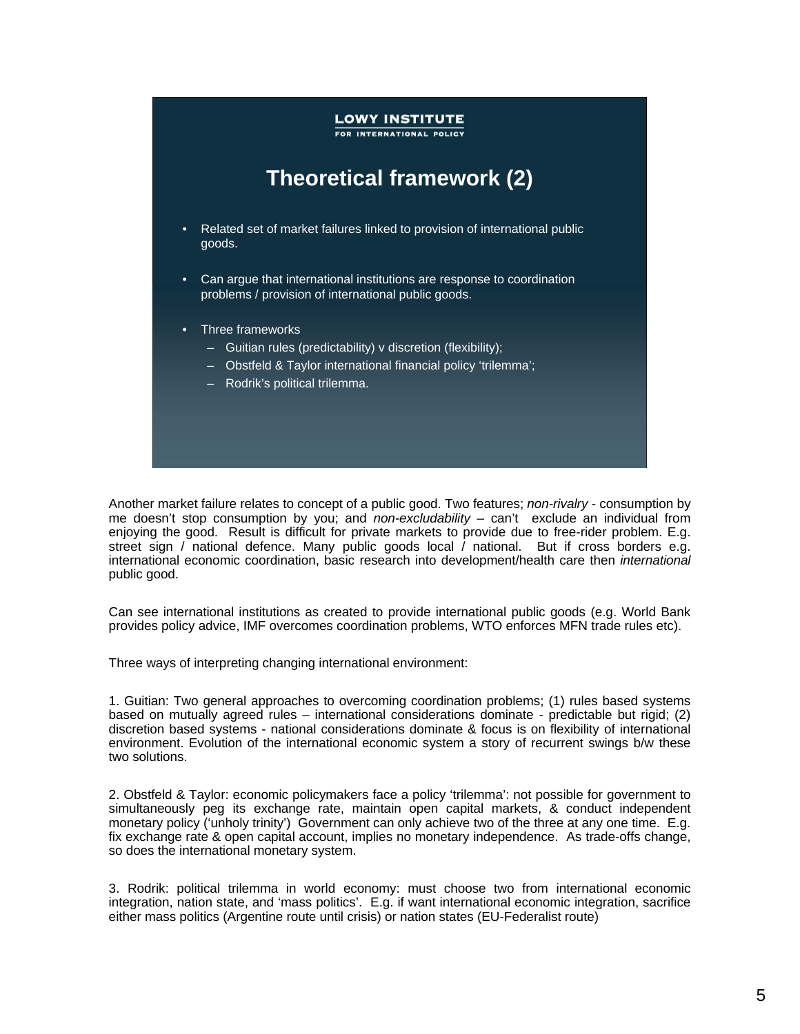LOWY INSTITUTE
FOR INTERNATIONAL POLICY

## Theoretical framework (2)

- Related set of market failures linked to provision of international public goods.
- Can argue that international institutions are response to coordination problems / provision of international public goods.
- Three frameworks
  - Guitian rules (predictability) v discretion (flexibility);
  - Obstfeld & Taylor international financial policy 'trilemma';
  - Rodrik's political trilemma.

Another market failure relates to concept of a public good. Two features; *non-rivalry* - consumption by me doesn't stop consumption by you; and *non-excludability* – can't exclude an individual from enjoying the good. Result is difficult for private markets to provide due to free-rider problem. E.g. street sign / national defence. Many public goods local / national. But if cross borders e.g. international economic coordination, basic research into development/health care then *international* public good.

Can see international institutions as created to provide international public goods (e.g. World Bank provides policy advice, IMF overcomes coordination problems, WTO enforces MFN trade rules etc).

Three ways of interpreting changing international environment:

1. Guitian: Two general approaches to overcoming coordination problems; (1) rules based systems based on mutually agreed rules – international considerations dominate - predictable but rigid; (2) discretion based systems - national considerations dominate & focus is on flexibility of international environment. Evolution of the international economic system a story of recurrent swings b/w these two solutions.

2. Obstfeld & Taylor: economic policymakers face a policy 'trilemma': not possible for government to simultaneously peg its exchange rate, maintain open capital markets, & conduct independent monetary policy ('unholy trinity') Government can only achieve two of the three at any one time. E.g. fix exchange rate & open capital account, implies no monetary independence. As trade-offs change, so does the international monetary system.

3. Rodrik: political trilemma in world economy: must choose two from international economic integration, nation state, and 'mass politics'. E.g. if want international economic integration, sacrifice either mass politics (Argentine route until crisis) or nation states (EU-Federalist route)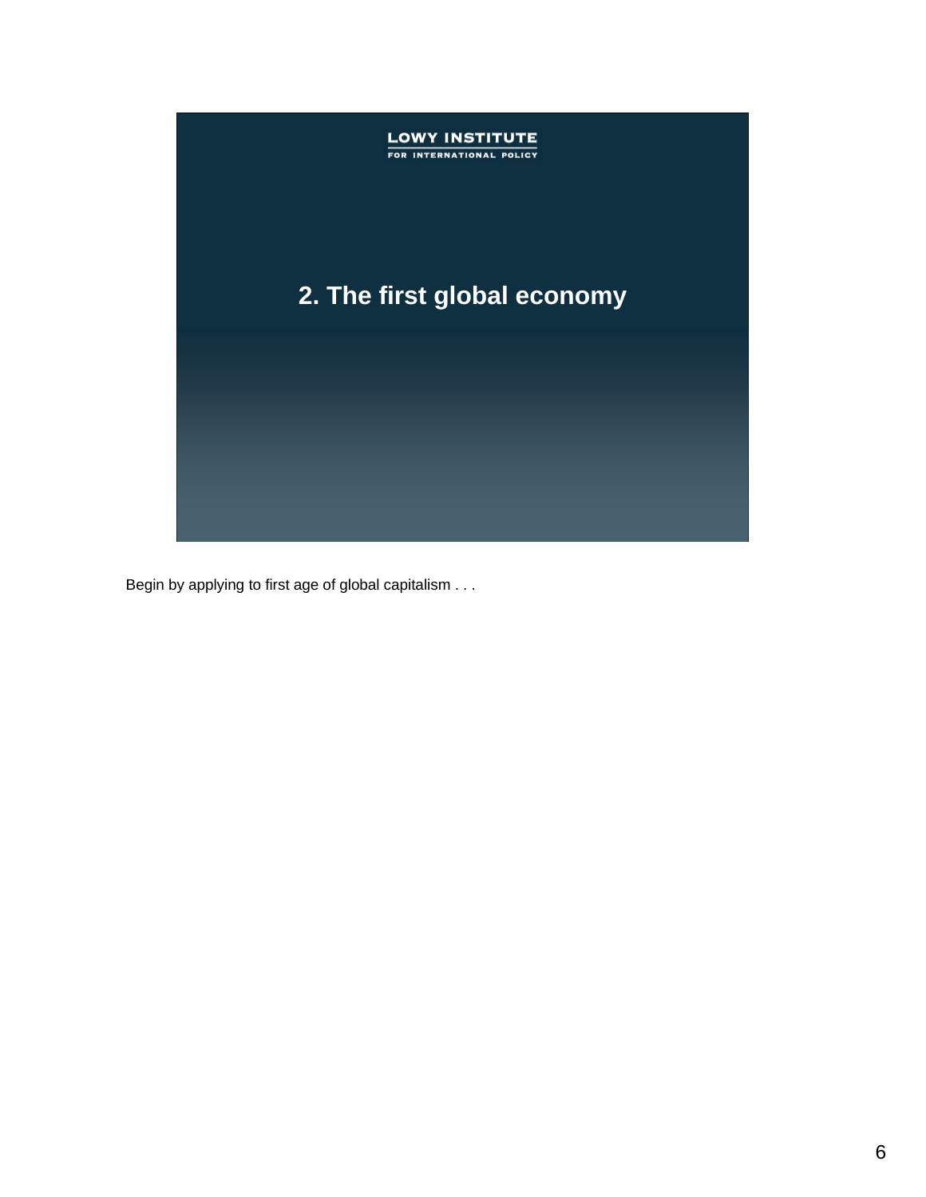LOWY INSTITUTE
FOR INTERNATIONAL POLICY

## 2. The first global economy

Begin by applying to first age of global capitalism . . .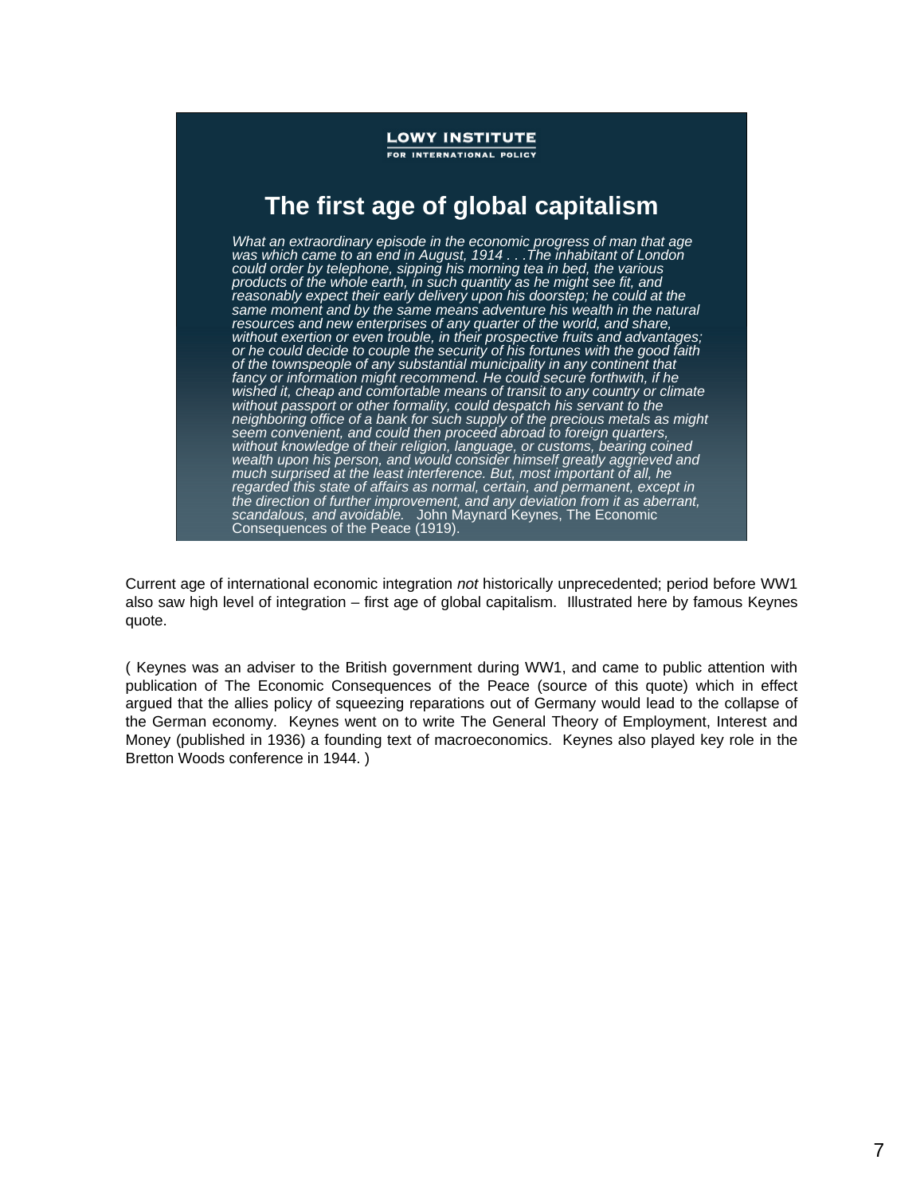LOWY INSTITUTE
FOR INTERNATIONAL POLICY

## The first age of global capitalism

*What an extraordinary episode in the economic progress of man that age was which came to an end in August, 1914 . . .The inhabitant of London could order by telephone, sipping his morning tea in bed, the various products of the whole earth, in such quantity as he might see fit, and reasonably expect their early delivery upon his doorstep; he could at the same moment and by the same means adventure his wealth in the natural resources and new enterprises of any quarter of the world, and share, without exertion or even trouble, in their prospective fruits and advantages; or he could decide to couple the security of his fortunes with the good faith of the townspeople of any substantial municipality in any continent that fancy or information might recommend. He could secure forthwith, if he wished it, cheap and comfortable means of transit to any country or climate without passport or other formality, could despatch his servant to the neighboring office of a bank for such supply of the precious metals as might seem convenient, and could then proceed abroad to foreign quarters, without knowledge of their religion, language, or customs, bearing coined wealth upon his person, and would consider himself greatly aggrieved and much surprised at the least interference. But, most important of all, he regarded this state of affairs as normal, certain, and permanent, except in the direction of further improvement, and any deviation from it as aberrant, scandalous, and avoidable.* John Maynard Keynes, The Economic Consequences of the Peace (1919).

Current age of international economic integration *not* historically unprecedented; period before WW1 also saw high level of integration – first age of global capitalism. Illustrated here by famous Keynes quote.

( Keynes was an adviser to the British government during WW1, and came to public attention with publication of The Economic Consequences of the Peace (source of this quote) which in effect argued that the allies policy of squeezing reparations out of Germany would lead to the collapse of the German economy. Keynes went on to write The General Theory of Employment, Interest and Money (published in 1936) a founding text of macroeconomics. Keynes also played key role in the Bretton Woods conference in 1944. )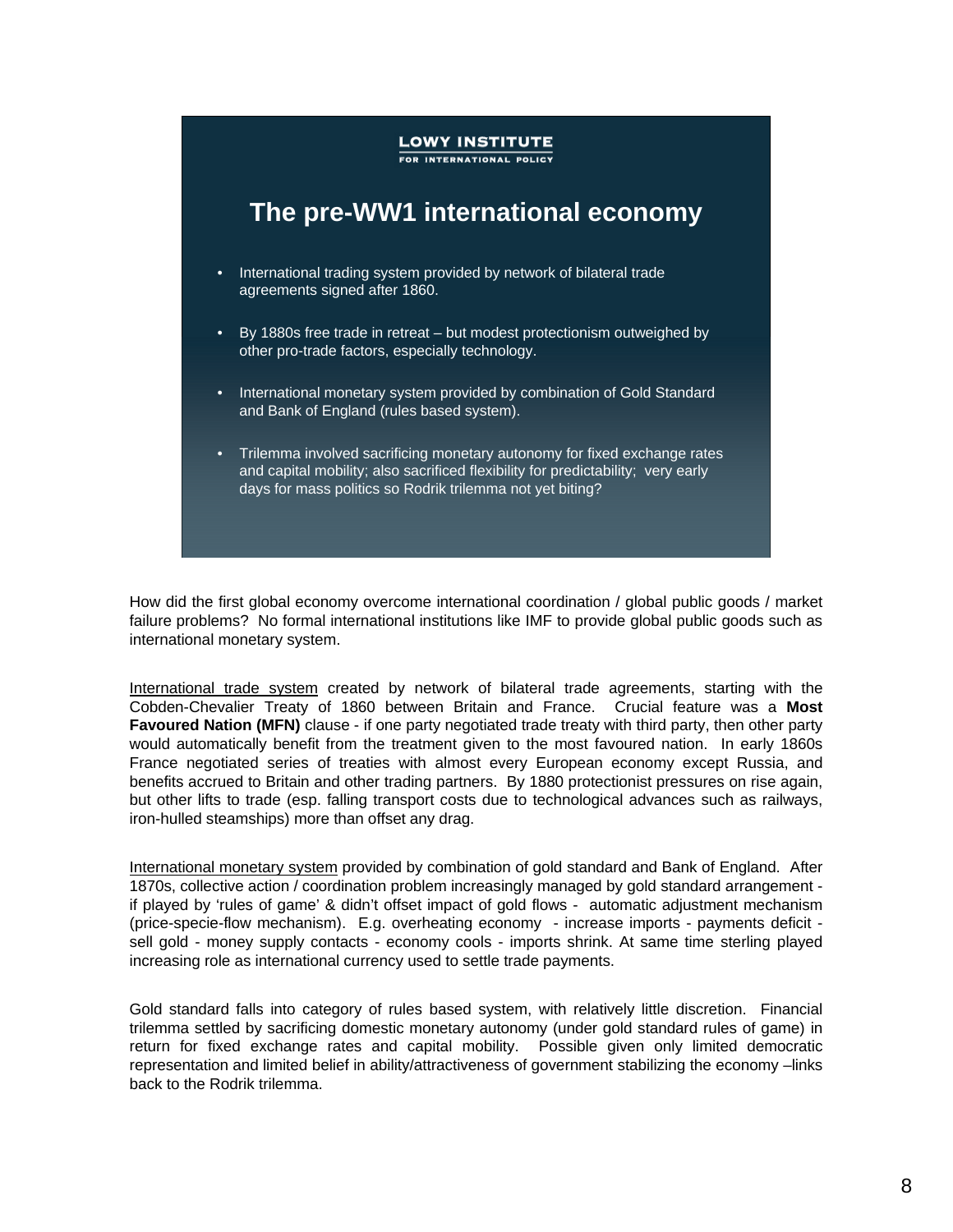LOWY INSTITUTE
FOR INTERNATIONAL POLICY

## The pre-WW1 international economy

- International trading system provided by network of bilateral trade agreements signed after 1860.
- By 1880s free trade in retreat – but modest protectionism outweighed by other pro-trade factors, especially technology.
- International monetary system provided by combination of Gold Standard and Bank of England (rules based system).
- Trilemma involved sacrificing monetary autonomy for fixed exchange rates and capital mobility; also sacrificed flexibility for predictability; very early days for mass politics so Rodrik trilemma not yet biting?

How did the first global economy overcome international coordination / global public goods / market failure problems? No formal international institutions like IMF to provide global public goods such as international monetary system.

International trade system created by network of bilateral trade agreements, starting with the Cobden-Chevalier Treaty of 1860 between Britain and France. Crucial feature was a **Most Favoured Nation (MFN)** clause - if one party negotiated trade treaty with third party, then other party would automatically benefit from the treatment given to the most favoured nation. In early 1860s France negotiated series of treaties with almost every European economy except Russia, and benefits accrued to Britain and other trading partners. By 1880 protectionist pressures on rise again, but other lifts to trade (esp. falling transport costs due to technological advances such as railways, iron-hulled steamships) more than offset any drag.

International monetary system provided by combination of gold standard and Bank of England. After 1870s, collective action / coordination problem increasingly managed by gold standard arrangement - if played by 'rules of game' & didn't offset impact of gold flows - automatic adjustment mechanism (price-specie-flow mechanism). E.g. overheating economy - increase imports - payments deficit - sell gold - money supply contacts - economy cools - imports shrink. At same time sterling played increasing role as international currency used to settle trade payments.

Gold standard falls into category of rules based system, with relatively little discretion. Financial trilemma settled by sacrificing domestic monetary autonomy (under gold standard rules of game) in return for fixed exchange rates and capital mobility. Possible given only limited democratic representation and limited belief in ability/attractiveness of government stabilizing the economy –links back to the Rodrik trilemma.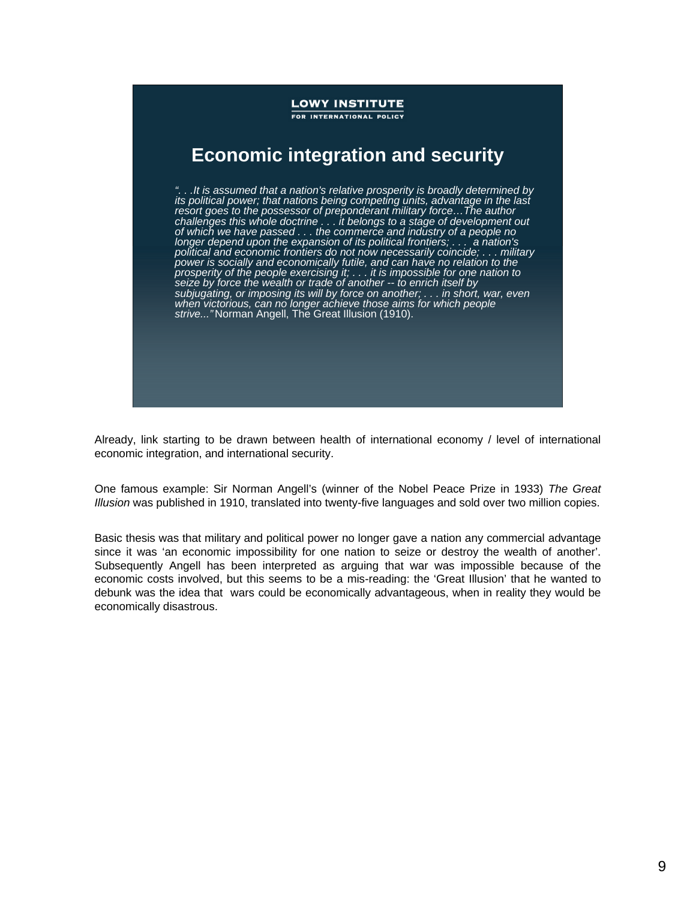LOWY INSTITUTE
FOR INTERNATIONAL POLICY

## Economic integration and security

*". . .It is assumed that a nation's relative prosperity is broadly determined by its political power; that nations being competing units, advantage in the last resort goes to the possessor of preponderant military force…The author challenges this whole doctrine . . . it belongs to a stage of development out of which we have passed . . . the commerce and industry of a people no longer depend upon the expansion of its political frontiers; . . . a nation's political and economic frontiers do not now necessarily coincide; . . . military power is socially and economically futile, and can have no relation to the prosperity of the people exercising it; . . . it is impossible for one nation to seize by force the wealth or trade of another -- to enrich itself by subjugating, or imposing its will by force on another; . . . in short, war, even when victorious, can no longer achieve those aims for which people strive..."* Norman Angell, The Great Illusion (1910).

Already, link starting to be drawn between health of international economy / level of international economic integration, and international security.

One famous example: Sir Norman Angell's (winner of the Nobel Peace Prize in 1933) *The Great Illusion* was published in 1910, translated into twenty-five languages and sold over two million copies.

Basic thesis was that military and political power no longer gave a nation any commercial advantage since it was 'an economic impossibility for one nation to seize or destroy the wealth of another'. Subsequently Angell has been interpreted as arguing that war was impossible because of the economic costs involved, but this seems to be a mis-reading: the 'Great Illusion' that he wanted to debunk was the idea that wars could be economically advantageous, when in reality they would be economically disastrous.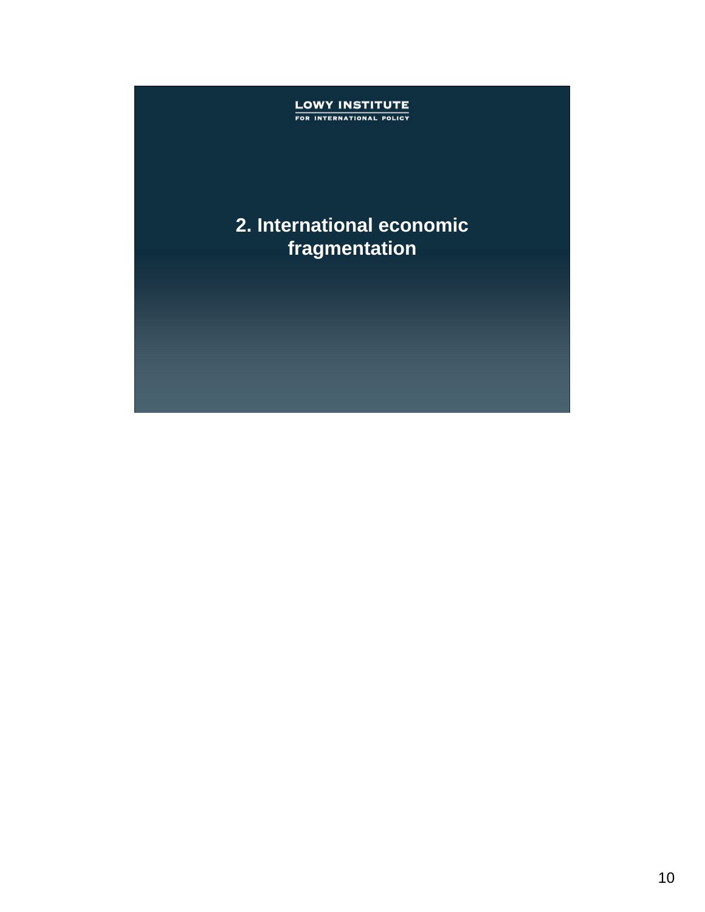LOWY INSTITUTE
FOR INTERNATIONAL POLICY

# 2. International economic fragmentation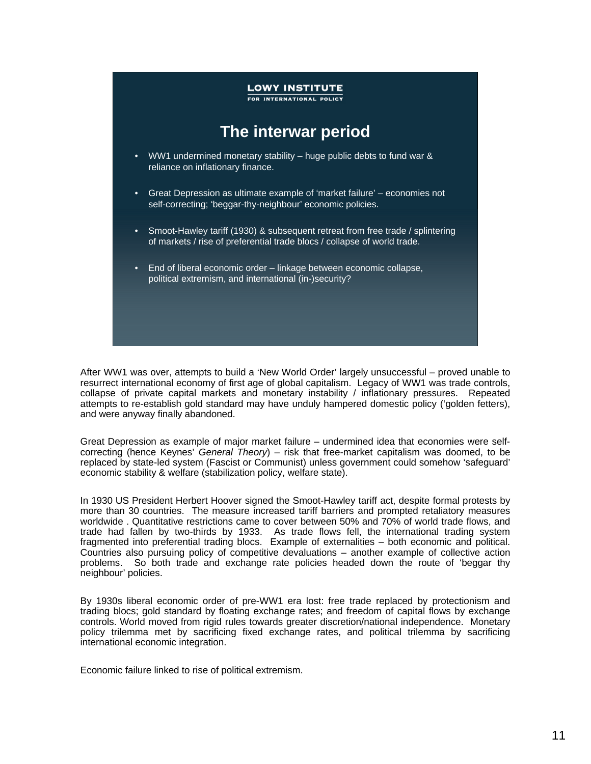LOWY INSTITUTE
FOR INTERNATIONAL POLICY

## The interwar period

- WW1 undermined monetary stability – huge public debts to fund war & reliance on inflationary finance.
- Great Depression as ultimate example of 'market failure' – economies not self-correcting; 'beggar-thy-neighbour' economic policies.
- Smoot-Hawley tariff (1930) & subsequent retreat from free trade / splintering of markets / rise of preferential trade blocs / collapse of world trade.
- End of liberal economic order – linkage between economic collapse, political extremism, and international (in-)security?

After WW1 was over, attempts to build a 'New World Order' largely unsuccessful – proved unable to resurrect international economy of first age of global capitalism. Legacy of WW1 was trade controls, collapse of private capital markets and monetary instability / inflationary pressures. Repeated attempts to re-establish gold standard may have unduly hampered domestic policy ('golden fetters), and were anyway finally abandoned.

Great Depression as example of major market failure – undermined idea that economies were self-correcting (hence Keynes' *General Theory*) – risk that free-market capitalism was doomed, to be replaced by state-led system (Fascist or Communist) unless government could somehow 'safeguard' economic stability & welfare (stabilization policy, welfare state).

In 1930 US President Herbert Hoover signed the Smoot-Hawley tariff act, despite formal protests by more than 30 countries. The measure increased tariff barriers and prompted retaliatory measures worldwide . Quantitative restrictions came to cover between 50% and 70% of world trade flows, and trade had fallen by two-thirds by 1933. As trade flows fell, the international trading system fragmented into preferential trading blocs. Example of externalities – both economic and political. Countries also pursuing policy of competitive devaluations – another example of collective action problems. So both trade and exchange rate policies headed down the route of 'beggar thy neighbour' policies.

By 1930s liberal economic order of pre-WW1 era lost: free trade replaced by protectionism and trading blocs; gold standard by floating exchange rates; and freedom of capital flows by exchange controls. World moved from rigid rules towards greater discretion/national independence. Monetary policy trilemma met by sacrificing fixed exchange rates, and political trilemma by sacrificing international economic integration.

Economic failure linked to rise of political extremism.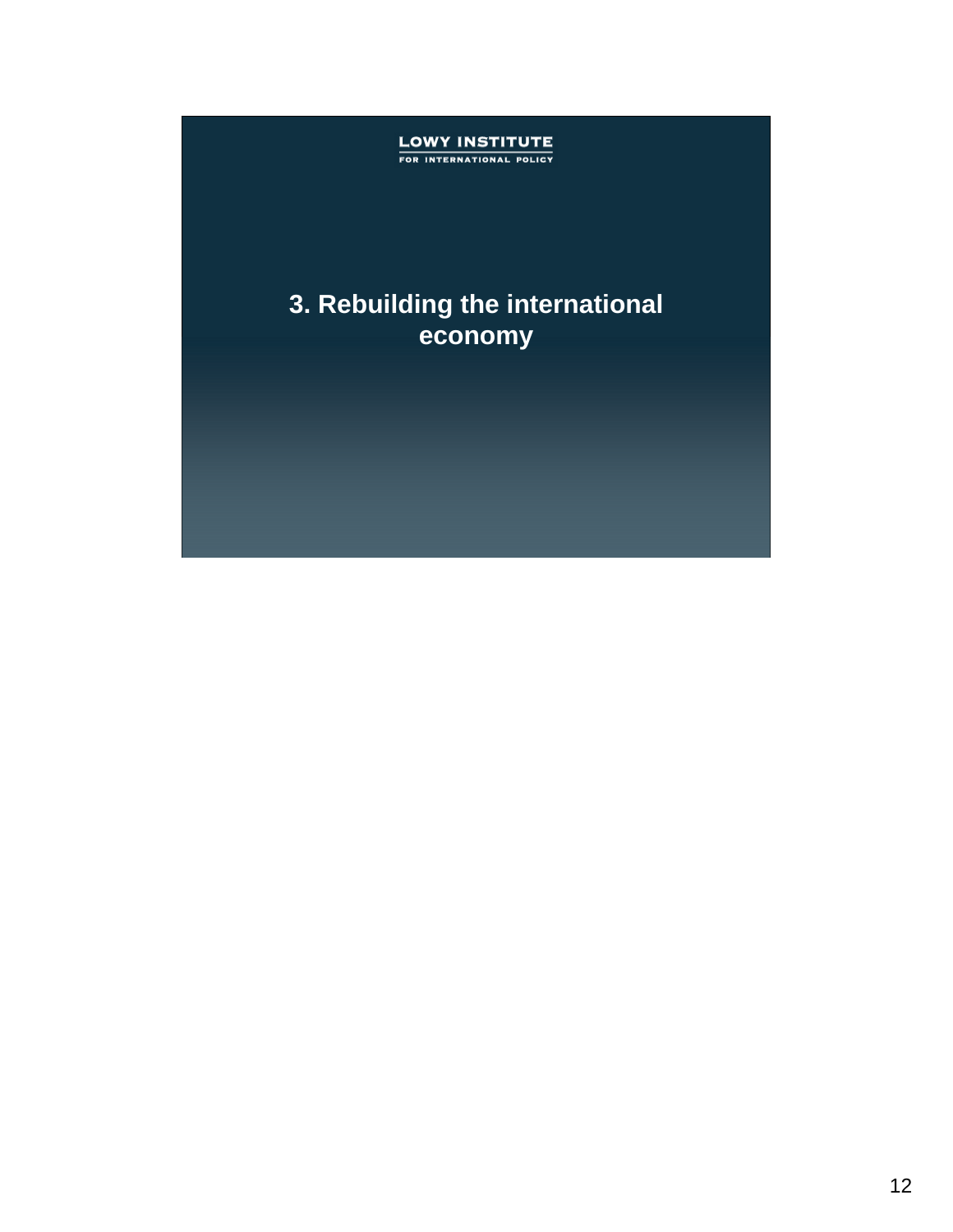LOWY INSTITUTE
FOR INTERNATIONAL POLICY

# 3. Rebuilding the international economy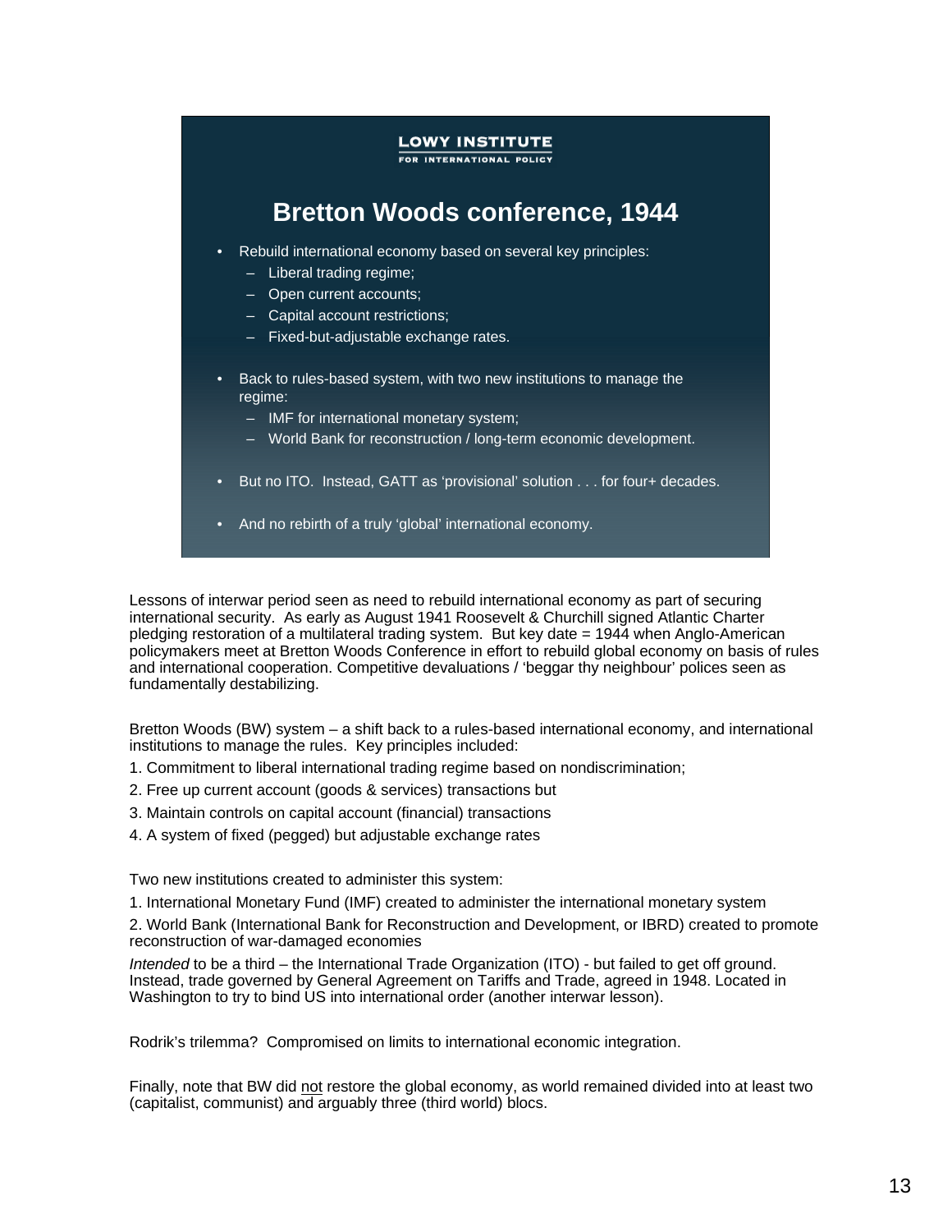LOWY INSTITUTE
FOR INTERNATIONAL POLICY

## Bretton Woods conference, 1944

- Rebuild international economy based on several key principles:
  - Liberal trading regime;
  - Open current accounts;
  - Capital account restrictions;
  - Fixed-but-adjustable exchange rates.
- Back to rules-based system, with two new institutions to manage the regime:
  - IMF for international monetary system;
  - World Bank for reconstruction / long-term economic development.
- But no ITO. Instead, GATT as 'provisional' solution . . . for four+ decades.
- And no rebirth of a truly 'global' international economy.

Lessons of interwar period seen as need to rebuild international economy as part of securing international security. As early as August 1941 Roosevelt & Churchill signed Atlantic Charter pledging restoration of a multilateral trading system. But key date = 1944 when Anglo-American policymakers meet at Bretton Woods Conference in effort to rebuild global economy on basis of rules and international cooperation. Competitive devaluations / 'beggar thy neighbour' polices seen as fundamentally destabilizing.

Bretton Woods (BW) system – a shift back to a rules-based international economy, and international institutions to manage the rules. Key principles included:

1. Commitment to liberal international trading regime based on nondiscrimination;
2. Free up current account (goods & services) transactions but
3. Maintain controls on capital account (financial) transactions
4. A system of fixed (pegged) but adjustable exchange rates

Two new institutions created to administer this system:

1. International Monetary Fund (IMF) created to administer the international monetary system
2. World Bank (International Bank for Reconstruction and Development, or IBRD) created to promote reconstruction of war-damaged economies

*Intended* to be a third – the International Trade Organization (ITO) - but failed to get off ground. Instead, trade governed by General Agreement on Tariffs and Trade, agreed in 1948. Located in Washington to try to bind US into international order (another interwar lesson).

Rodrik's trilemma? Compromised on limits to international economic integration.

Finally, note that BW did not restore the global economy, as world remained divided into at least two (capitalist, communist) and arguably three (third world) blocs.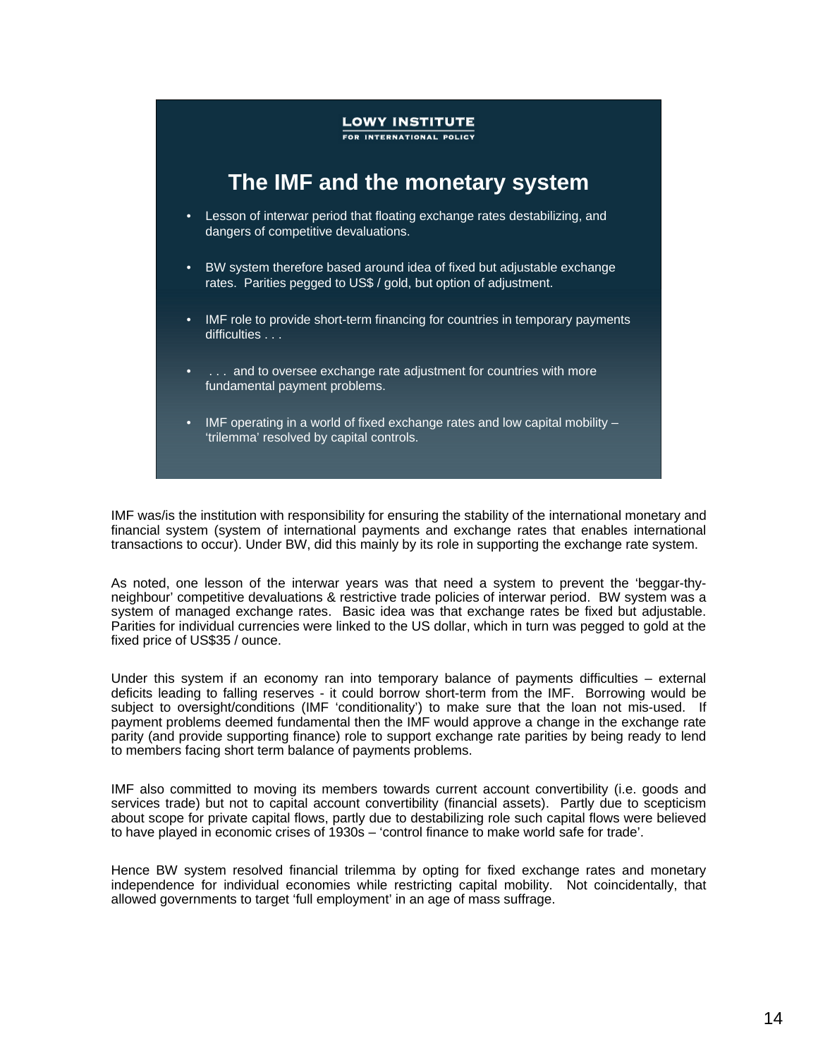LOWY INSTITUTE
FOR INTERNATIONAL POLICY

## The IMF and the monetary system

- Lesson of interwar period that floating exchange rates destabilizing, and dangers of competitive devaluations.
- BW system therefore based around idea of fixed but adjustable exchange rates. Parities pegged to US$ / gold, but option of adjustment.
- IMF role to provide short-term financing for countries in temporary payments difficulties . . .
- . . . and to oversee exchange rate adjustment for countries with more fundamental payment problems.
- IMF operating in a world of fixed exchange rates and low capital mobility – 'trilemma' resolved by capital controls.

IMF was/is the institution with responsibility for ensuring the stability of the international monetary and financial system (system of international payments and exchange rates that enables international transactions to occur). Under BW, did this mainly by its role in supporting the exchange rate system.

As noted, one lesson of the interwar years was that need a system to prevent the 'beggar-thy-neighbour' competitive devaluations & restrictive trade policies of interwar period. BW system was a system of managed exchange rates. Basic idea was that exchange rates be fixed but adjustable. Parities for individual currencies were linked to the US dollar, which in turn was pegged to gold at the fixed price of US$35 / ounce.

Under this system if an economy ran into temporary balance of payments difficulties – external deficits leading to falling reserves - it could borrow short-term from the IMF. Borrowing would be subject to oversight/conditions (IMF 'conditionality') to make sure that the loan not mis-used. If payment problems deemed fundamental then the IMF would approve a change in the exchange rate parity (and provide supporting finance) role to support exchange rate parities by being ready to lend to members facing short term balance of payments problems.

IMF also committed to moving its members towards current account convertibility (i.e. goods and services trade) but not to capital account convertibility (financial assets). Partly due to scepticism about scope for private capital flows, partly due to destabilizing role such capital flows were believed to have played in economic crises of 1930s – 'control finance to make world safe for trade'.

Hence BW system resolved financial trilemma by opting for fixed exchange rates and monetary independence for individual economies while restricting capital mobility. Not coincidentally, that allowed governments to target 'full employment' in an age of mass suffrage.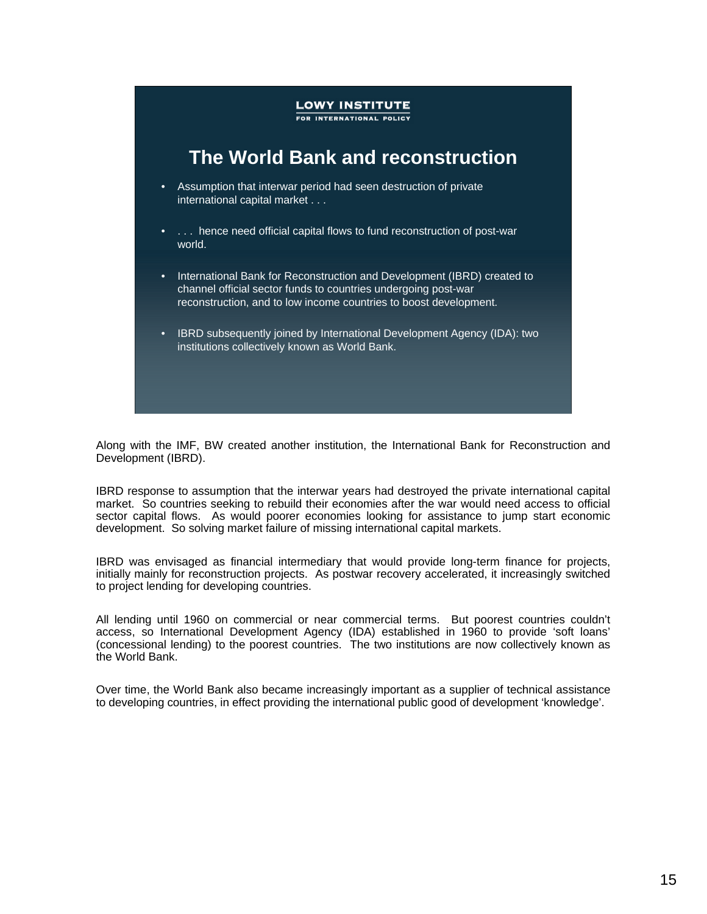LOWY INSTITUTE
FOR INTERNATIONAL POLICY

## The World Bank and reconstruction

- Assumption that interwar period had seen destruction of private international capital market . . .
- . . . hence need official capital flows to fund reconstruction of post-war world.
- International Bank for Reconstruction and Development (IBRD) created to channel official sector funds to countries undergoing post-war reconstruction, and to low income countries to boost development.
- IBRD subsequently joined by International Development Agency (IDA): two institutions collectively known as World Bank.

Along with the IMF, BW created another institution, the International Bank for Reconstruction and Development (IBRD).

IBRD response to assumption that the interwar years had destroyed the private international capital market. So countries seeking to rebuild their economies after the war would need access to official sector capital flows. As would poorer economies looking for assistance to jump start economic development. So solving market failure of missing international capital markets.

IBRD was envisaged as financial intermediary that would provide long-term finance for projects, initially mainly for reconstruction projects. As postwar recovery accelerated, it increasingly switched to project lending for developing countries.

All lending until 1960 on commercial or near commercial terms. But poorest countries couldn't access, so International Development Agency (IDA) established in 1960 to provide 'soft loans' (concessional lending) to the poorest countries. The two institutions are now collectively known as the World Bank.

Over time, the World Bank also became increasingly important as a supplier of technical assistance to developing countries, in effect providing the international public good of development 'knowledge'.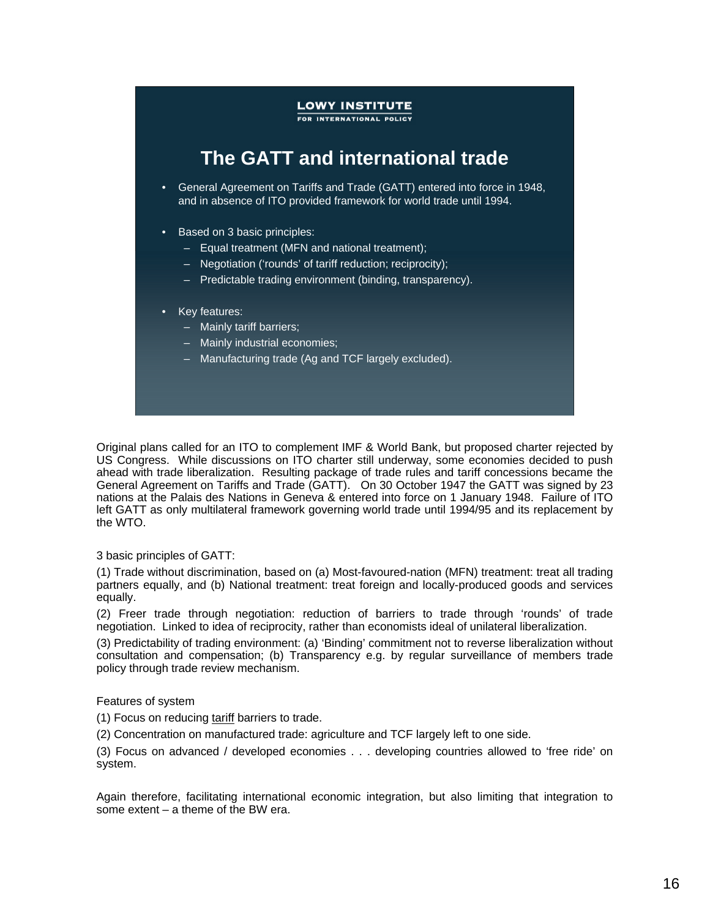LOWY INSTITUTE
FOR INTERNATIONAL POLICY

## The GATT and international trade

- General Agreement on Tariffs and Trade (GATT) entered into force in 1948, and in absence of ITO provided framework for world trade until 1994.
- Based on 3 basic principles:
  - Equal treatment (MFN and national treatment);
  - Negotiation ('rounds' of tariff reduction; reciprocity);
  - Predictable trading environment (binding, transparency).
- Key features:
  - Mainly tariff barriers;
  - Mainly industrial economies;
  - Manufacturing trade (Ag and TCF largely excluded).

Original plans called for an ITO to complement IMF & World Bank, but proposed charter rejected by US Congress. While discussions on ITO charter still underway, some economies decided to push ahead with trade liberalization. Resulting package of trade rules and tariff concessions became the General Agreement on Tariffs and Trade (GATT). On 30 October 1947 the GATT was signed by 23 nations at the Palais des Nations in Geneva & entered into force on 1 January 1948. Failure of ITO left GATT as only multilateral framework governing world trade until 1994/95 and its replacement by the WTO.

3 basic principles of GATT:

(1) Trade without discrimination, based on (a) Most-favoured-nation (MFN) treatment: treat all trading partners equally, and (b) National treatment: treat foreign and locally-produced goods and services equally.

(2) Freer trade through negotiation: reduction of barriers to trade through 'rounds' of trade negotiation. Linked to idea of reciprocity, rather than economists ideal of unilateral liberalization.

(3) Predictability of trading environment: (a) 'Binding' commitment not to reverse liberalization without consultation and compensation; (b) Transparency e.g. by regular surveillance of members trade policy through trade review mechanism.

Features of system

(1) Focus on reducing <u>tariff</u> barriers to trade.

(2) Concentration on manufactured trade: agriculture and TCF largely left to one side.

(3) Focus on advanced / developed economies . . . developing countries allowed to 'free ride' on system.

Again therefore, facilitating international economic integration, but also limiting that integration to some extent – a theme of the BW era.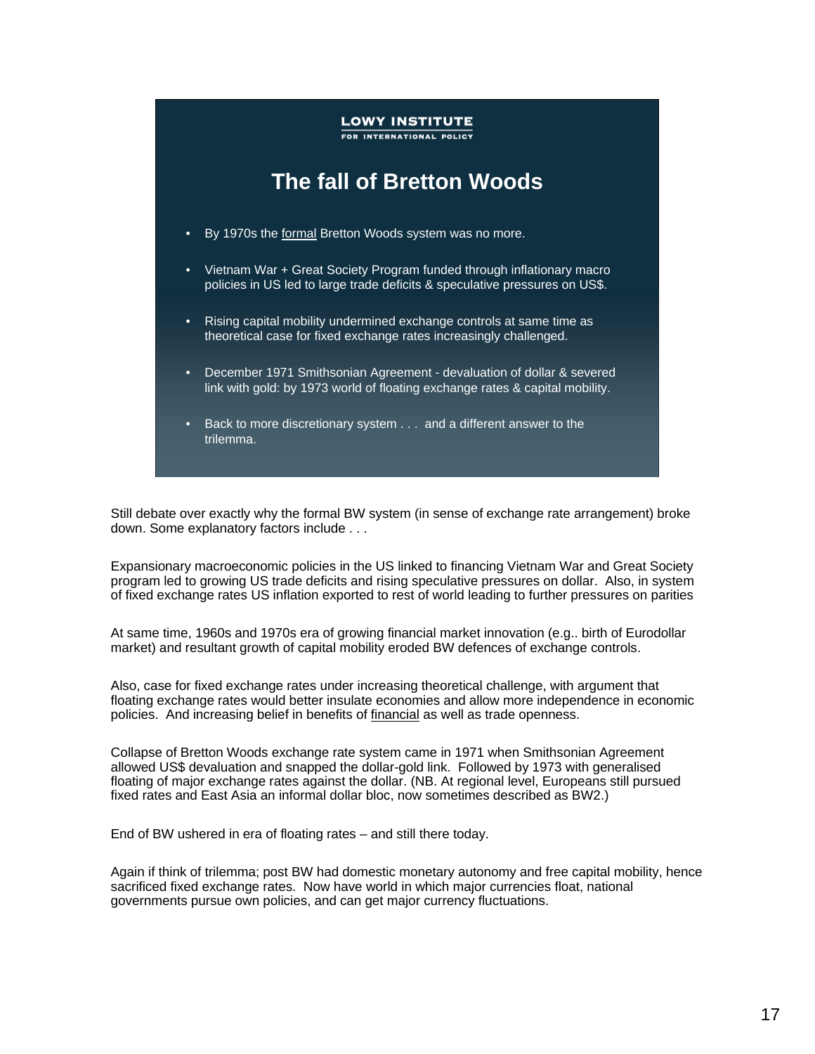LOWY INSTITUTE
FOR INTERNATIONAL POLICY

## The fall of Bretton Woods

- By 1970s the <u>formal</u> Bretton Woods system was no more.
- Vietnam War + Great Society Program funded through inflationary macro policies in US led to large trade deficits & speculative pressures on US$.
- Rising capital mobility undermined exchange controls at same time as theoretical case for fixed exchange rates increasingly challenged.
- December 1971 Smithsonian Agreement - devaluation of dollar & severed link with gold: by 1973 world of floating exchange rates & capital mobility.
- Back to more discretionary system . . . and a different answer to the trilemma.

Still debate over exactly why the formal BW system (in sense of exchange rate arrangement) broke down. Some explanatory factors include . . .

Expansionary macroeconomic policies in the US linked to financing Vietnam War and Great Society program led to growing US trade deficits and rising speculative pressures on dollar. Also, in system of fixed exchange rates US inflation exported to rest of world leading to further pressures on parities

At same time, 1960s and 1970s era of growing financial market innovation (e.g.. birth of Eurodollar market) and resultant growth of capital mobility eroded BW defences of exchange controls.

Also, case for fixed exchange rates under increasing theoretical challenge, with argument that floating exchange rates would better insulate economies and allow more independence in economic policies. And increasing belief in benefits of <u>financial</u> as well as trade openness.

Collapse of Bretton Woods exchange rate system came in 1971 when Smithsonian Agreement allowed US$ devaluation and snapped the dollar-gold link. Followed by 1973 with generalised floating of major exchange rates against the dollar. (NB. At regional level, Europeans still pursued fixed rates and East Asia an informal dollar bloc, now sometimes described as BW2.)

End of BW ushered in era of floating rates – and still there today.

Again if think of trilemma; post BW had domestic monetary autonomy and free capital mobility, hence sacrificed fixed exchange rates. Now have world in which major currencies float, national governments pursue own policies, and can get major currency fluctuations.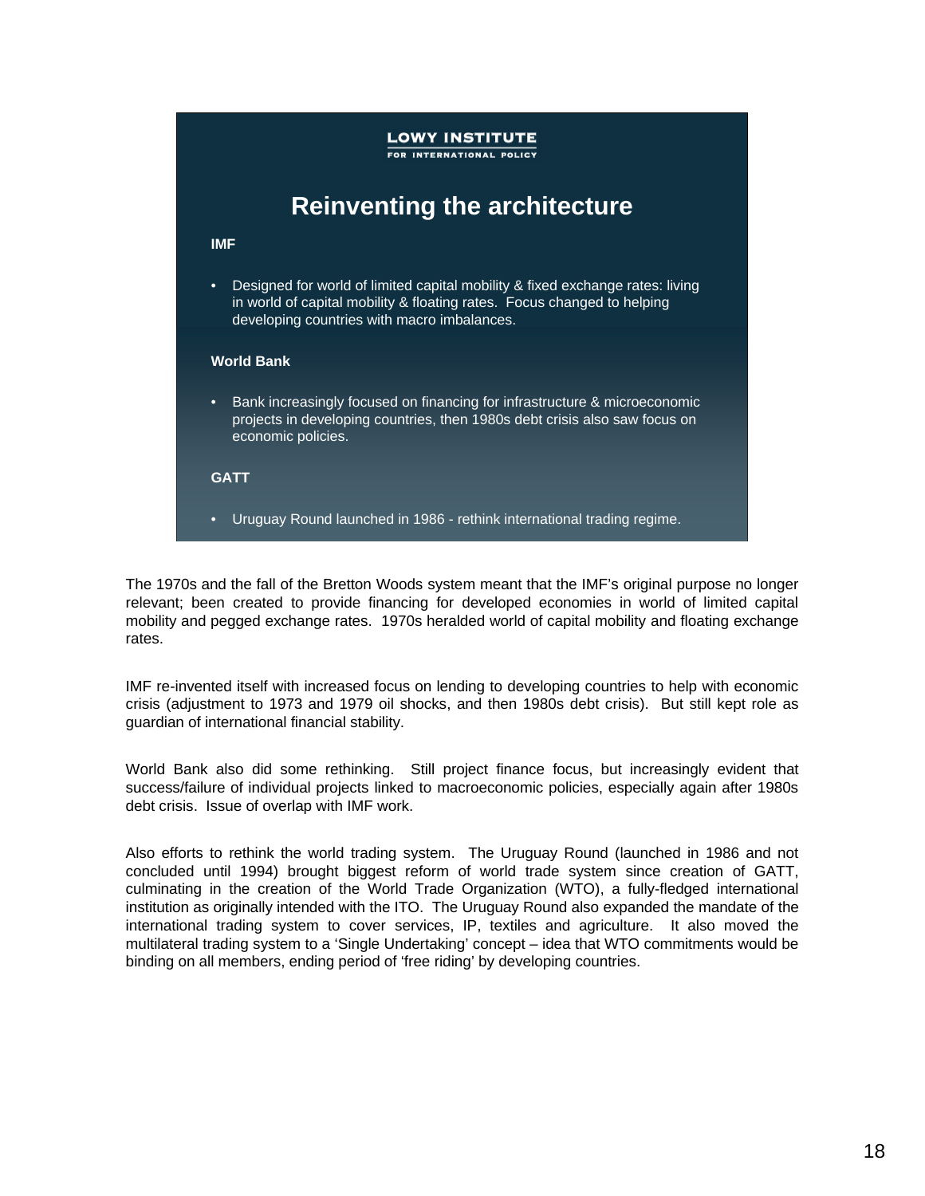LOWY INSTITUTE
FOR INTERNATIONAL POLICY

# Reinventing the architecture

**IMF**

- Designed for world of limited capital mobility & fixed exchange rates: living in world of capital mobility & floating rates. Focus changed to helping developing countries with macro imbalances.

**World Bank**

- Bank increasingly focused on financing for infrastructure & microeconomic projects in developing countries, then 1980s debt crisis also saw focus on economic policies.

**GATT**

- Uruguay Round launched in 1986 - rethink international trading regime.

The 1970s and the fall of the Bretton Woods system meant that the IMF's original purpose no longer relevant; been created to provide financing for developed economies in world of limited capital mobility and pegged exchange rates. 1970s heralded world of capital mobility and floating exchange rates.

IMF re-invented itself with increased focus on lending to developing countries to help with economic crisis (adjustment to 1973 and 1979 oil shocks, and then 1980s debt crisis). But still kept role as guardian of international financial stability.

World Bank also did some rethinking. Still project finance focus, but increasingly evident that success/failure of individual projects linked to macroeconomic policies, especially again after 1980s debt crisis. Issue of overlap with IMF work.

Also efforts to rethink the world trading system. The Uruguay Round (launched in 1986 and not concluded until 1994) brought biggest reform of world trade system since creation of GATT, culminating in the creation of the World Trade Organization (WTO), a fully-fledged international institution as originally intended with the ITO. The Uruguay Round also expanded the mandate of the international trading system to cover services, IP, textiles and agriculture. It also moved the multilateral trading system to a 'Single Undertaking' concept – idea that WTO commitments would be binding on all members, ending period of 'free riding' by developing countries.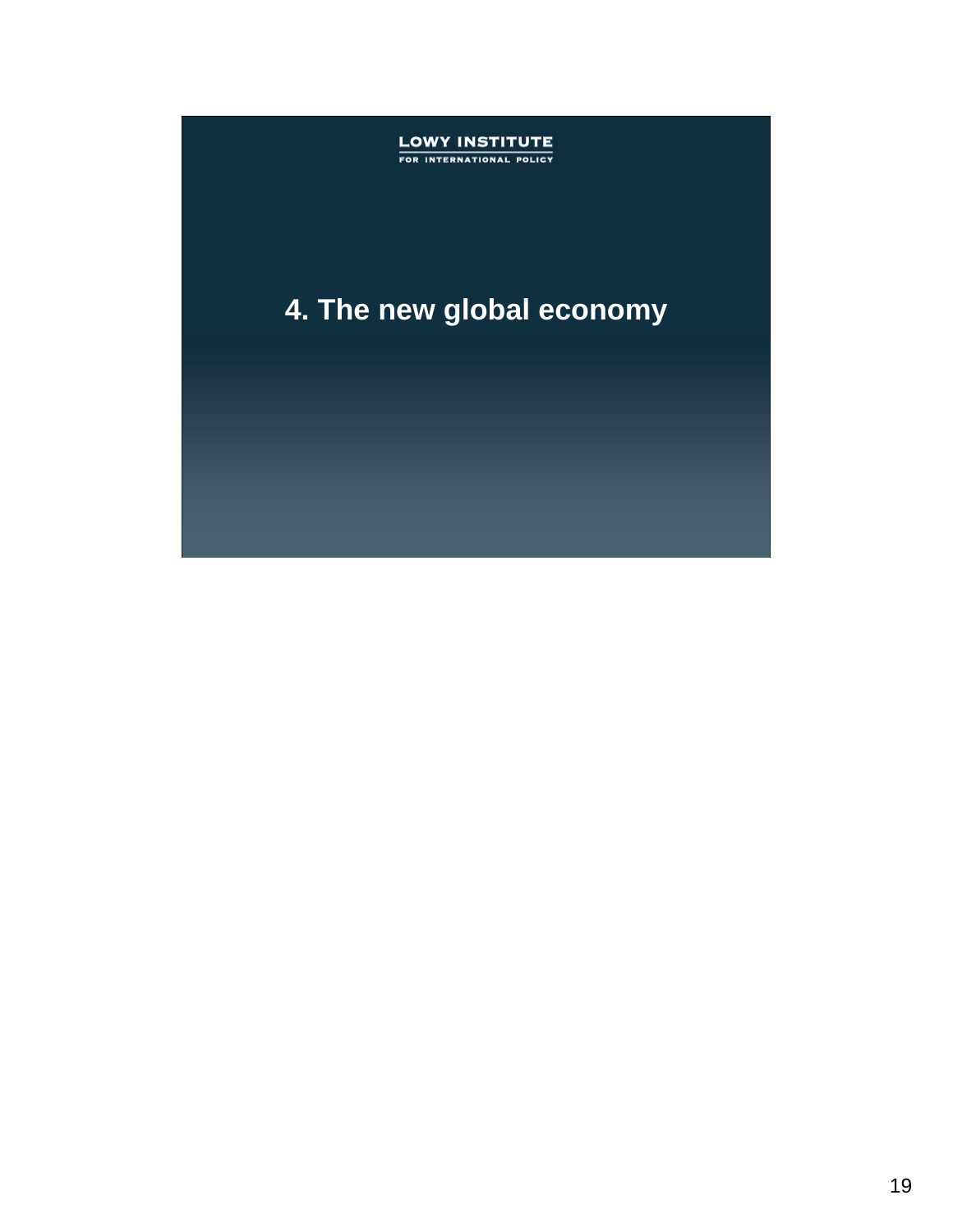LOWY INSTITUTE
FOR INTERNATIONAL POLICY

# 4. The new global economy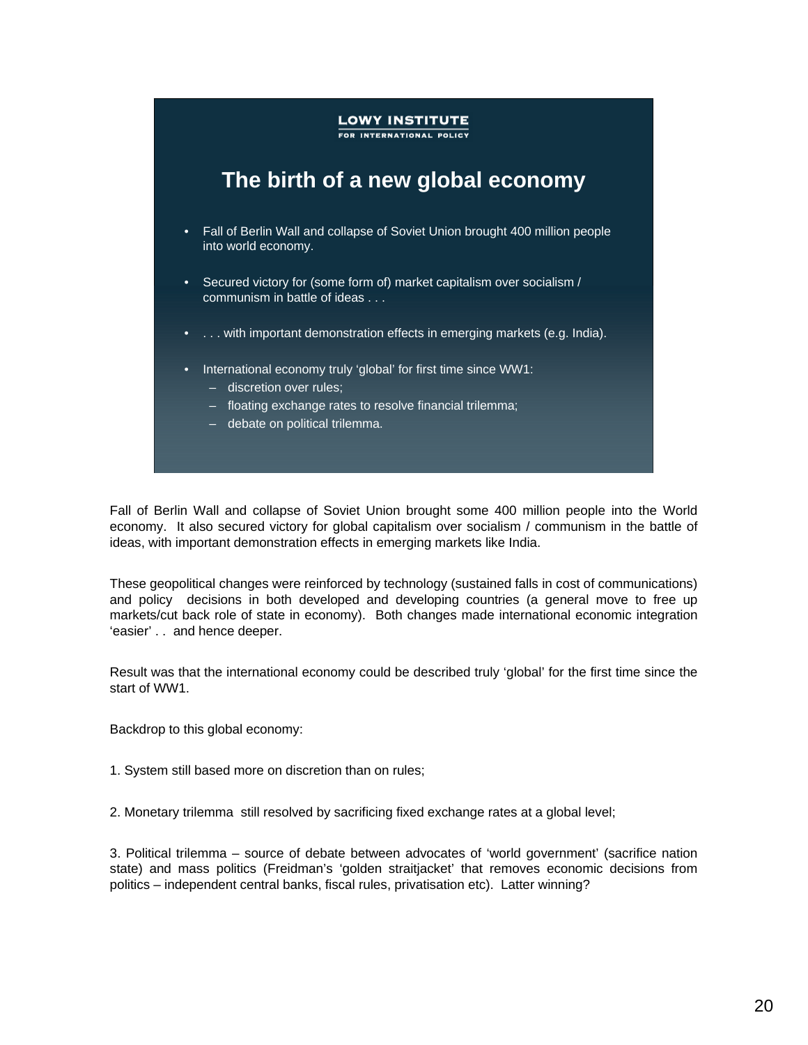LOWY INSTITUTE
FOR INTERNATIONAL POLICY

## The birth of a new global economy

- Fall of Berlin Wall and collapse of Soviet Union brought 400 million people into world economy.
- Secured victory for (some form of) market capitalism over socialism / communism in battle of ideas . . .
- . . . with important demonstration effects in emerging markets (e.g. India).
- International economy truly 'global' for first time since WW1:
  - discretion over rules;
  - floating exchange rates to resolve financial trilemma;
  - debate on political trilemma.

Fall of Berlin Wall and collapse of Soviet Union brought some 400 million people into the World economy. It also secured victory for global capitalism over socialism / communism in the battle of ideas, with important demonstration effects in emerging markets like India.

These geopolitical changes were reinforced by technology (sustained falls in cost of communications) and policy decisions in both developed and developing countries (a general move to free up markets/cut back role of state in economy). Both changes made international economic integration 'easier' . . and hence deeper.

Result was that the international economy could be described truly 'global' for the first time since the start of WW1.

Backdrop to this global economy:

1. System still based more on discretion than on rules;

2. Monetary trilemma still resolved by sacrificing fixed exchange rates at a global level;

3. Political trilemma – source of debate between advocates of 'world government' (sacrifice nation state) and mass politics (Freidman's 'golden straitjacket' that removes economic decisions from politics – independent central banks, fiscal rules, privatisation etc). Latter winning?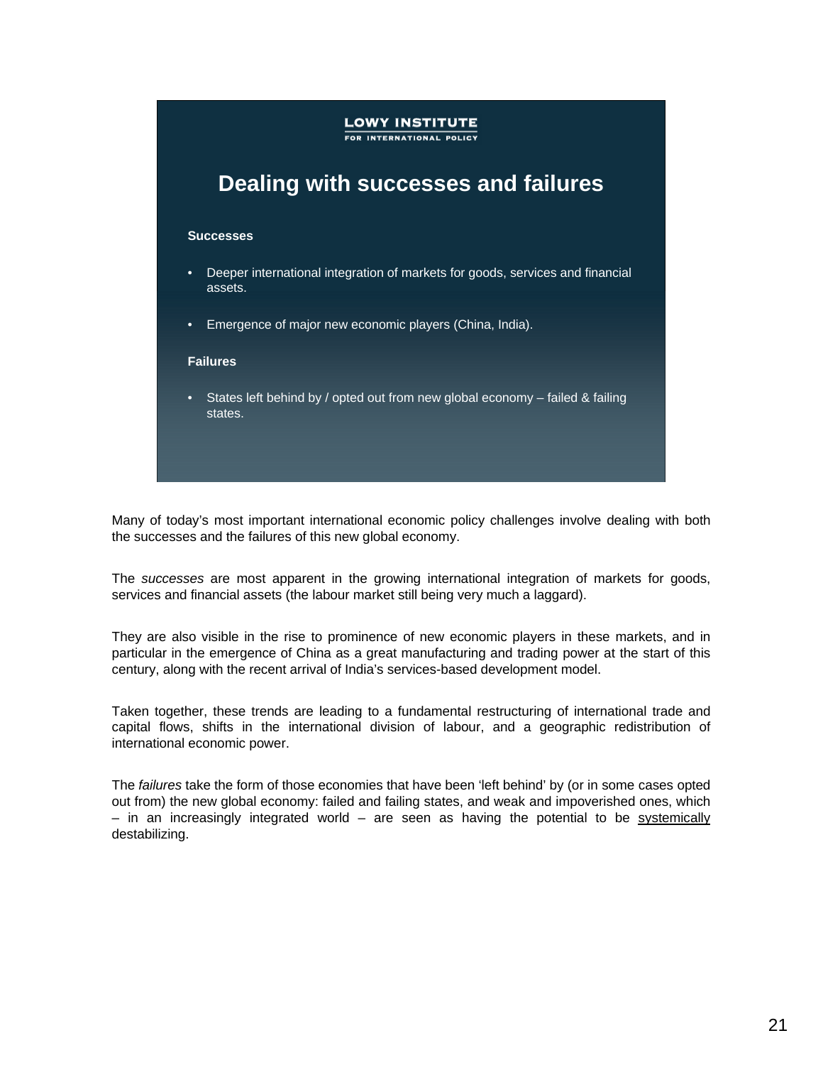LOWY INSTITUTE
FOR INTERNATIONAL POLICY

## Dealing with successes and failures

**Successes**

- Deeper international integration of markets for goods, services and financial assets.
- Emergence of major new economic players (China, India).

**Failures**

- States left behind by / opted out from new global economy – failed & failing states.

Many of today's most important international economic policy challenges involve dealing with both the successes and the failures of this new global economy.

The *successes* are most apparent in the growing international integration of markets for goods, services and financial assets (the labour market still being very much a laggard).

They are also visible in the rise to prominence of new economic players in these markets, and in particular in the emergence of China as a great manufacturing and trading power at the start of this century, along with the recent arrival of India's services-based development model.

Taken together, these trends are leading to a fundamental restructuring of international trade and capital flows, shifts in the international division of labour, and a geographic redistribution of international economic power.

The *failures* take the form of those economies that have been 'left behind' by (or in some cases opted out from) the new global economy: failed and failing states, and weak and impoverished ones, which – in an increasingly integrated world – are seen as having the potential to be <u>systemically</u> destabilizing.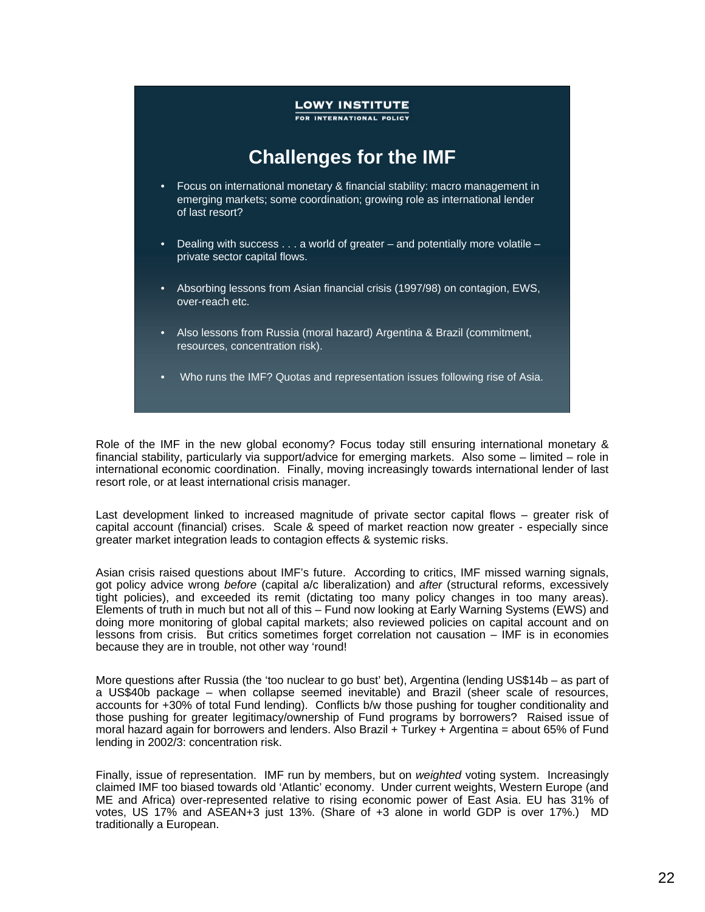LOWY INSTITUTE
FOR INTERNATIONAL POLICY

## Challenges for the IMF

- Focus on international monetary & financial stability: macro management in emerging markets; some coordination; growing role as international lender of last resort?
- Dealing with success . . . a world of greater – and potentially more volatile – private sector capital flows.
- Absorbing lessons from Asian financial crisis (1997/98) on contagion, EWS, over-reach etc.
- Also lessons from Russia (moral hazard) Argentina & Brazil (commitment, resources, concentration risk).
- Who runs the IMF? Quotas and representation issues following rise of Asia.

Role of the IMF in the new global economy? Focus today still ensuring international monetary & financial stability, particularly via support/advice for emerging markets. Also some – limited – role in international economic coordination. Finally, moving increasingly towards international lender of last resort role, or at least international crisis manager.

Last development linked to increased magnitude of private sector capital flows – greater risk of capital account (financial) crises. Scale & speed of market reaction now greater - especially since greater market integration leads to contagion effects & systemic risks.

Asian crisis raised questions about IMF's future. According to critics, IMF missed warning signals, got policy advice wrong *before* (capital a/c liberalization) and *after* (structural reforms, excessively tight policies), and exceeded its remit (dictating too many policy changes in too many areas). Elements of truth in much but not all of this – Fund now looking at Early Warning Systems (EWS) and doing more monitoring of global capital markets; also reviewed policies on capital account and on lessons from crisis. But critics sometimes forget correlation not causation – IMF is in economies because they are in trouble, not other way 'round!

More questions after Russia (the 'too nuclear to go bust' bet), Argentina (lending US$14b – as part of a US$40b package – when collapse seemed inevitable) and Brazil (sheer scale of resources, accounts for +30% of total Fund lending). Conflicts b/w those pushing for tougher conditionality and those pushing for greater legitimacy/ownership of Fund programs by borrowers? Raised issue of moral hazard again for borrowers and lenders. Also Brazil + Turkey + Argentina = about 65% of Fund lending in 2002/3: concentration risk.

Finally, issue of representation. IMF run by members, but on *weighted* voting system. Increasingly claimed IMF too biased towards old 'Atlantic' economy. Under current weights, Western Europe (and ME and Africa) over-represented relative to rising economic power of East Asia. EU has 31% of votes, US 17% and ASEAN+3 just 13%. (Share of +3 alone in world GDP is over 17%.) MD traditionally a European.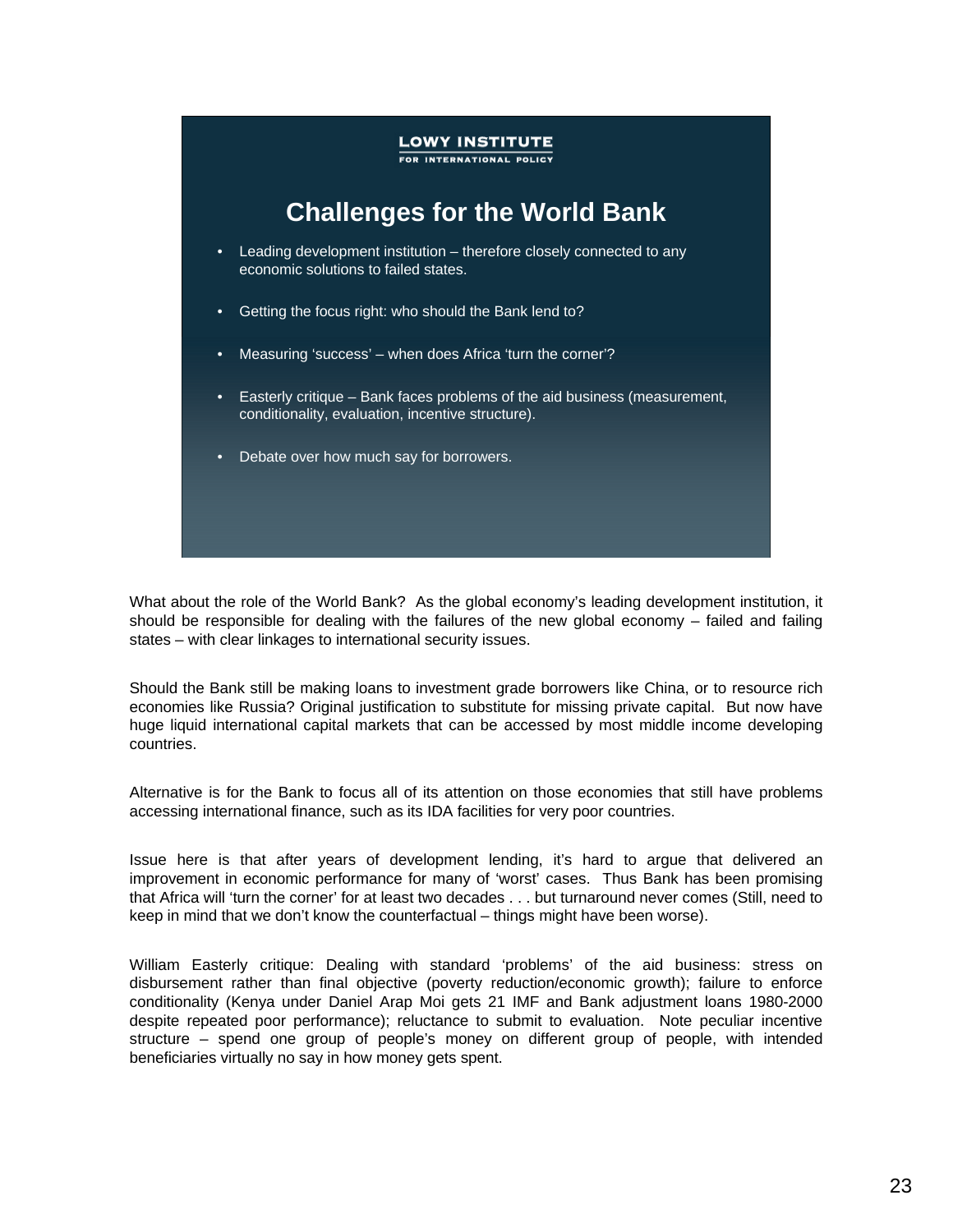LOWY INSTITUTE
FOR INTERNATIONAL POLICY

## Challenges for the World Bank

- Leading development institution – therefore closely connected to any economic solutions to failed states.
- Getting the focus right: who should the Bank lend to?
- Measuring 'success' – when does Africa 'turn the corner'?
- Easterly critique – Bank faces problems of the aid business (measurement, conditionality, evaluation, incentive structure).
- Debate over how much say for borrowers.

What about the role of the World Bank? As the global economy's leading development institution, it should be responsible for dealing with the failures of the new global economy – failed and failing states – with clear linkages to international security issues.

Should the Bank still be making loans to investment grade borrowers like China, or to resource rich economies like Russia? Original justification to substitute for missing private capital. But now have huge liquid international capital markets that can be accessed by most middle income developing countries.

Alternative is for the Bank to focus all of its attention on those economies that still have problems accessing international finance, such as its IDA facilities for very poor countries.

Issue here is that after years of development lending, it's hard to argue that delivered an improvement in economic performance for many of 'worst' cases. Thus Bank has been promising that Africa will 'turn the corner' for at least two decades . . . but turnaround never comes (Still, need to keep in mind that we don't know the counterfactual – things might have been worse).

William Easterly critique: Dealing with standard 'problems' of the aid business: stress on disbursement rather than final objective (poverty reduction/economic growth); failure to enforce conditionality (Kenya under Daniel Arap Moi gets 21 IMF and Bank adjustment loans 1980-2000 despite repeated poor performance); reluctance to submit to evaluation. Note peculiar incentive structure – spend one group of people's money on different group of people, with intended beneficiaries virtually no say in how money gets spent.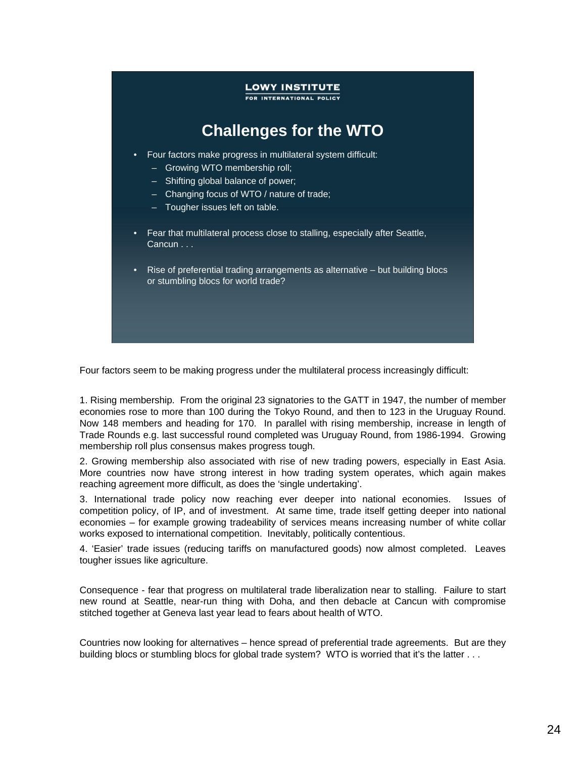LOWY INSTITUTE
FOR INTERNATIONAL POLICY

## Challenges for the WTO

- Four factors make progress in multilateral system difficult:
  - Growing WTO membership roll;
  - Shifting global balance of power;
  - Changing focus of WTO / nature of trade;
  - Tougher issues left on table.
- Fear that multilateral process close to stalling, especially after Seattle, Cancun . . .
- Rise of preferential trading arrangements as alternative – but building blocs or stumbling blocs for world trade?

Four factors seem to be making progress under the multilateral process increasingly difficult:

1. Rising membership. From the original 23 signatories to the GATT in 1947, the number of member economies rose to more than 100 during the Tokyo Round, and then to 123 in the Uruguay Round. Now 148 members and heading for 170. In parallel with rising membership, increase in length of Trade Rounds e.g. last successful round completed was Uruguay Round, from 1986-1994. Growing membership roll plus consensus makes progress tough.

2. Growing membership also associated with rise of new trading powers, especially in East Asia. More countries now have strong interest in how trading system operates, which again makes reaching agreement more difficult, as does the 'single undertaking'.

3. International trade policy now reaching ever deeper into national economies. Issues of competition policy, of IP, and of investment. At same time, trade itself getting deeper into national economies – for example growing tradeability of services means increasing number of white collar works exposed to international competition. Inevitably, politically contentious.

4. 'Easier' trade issues (reducing tariffs on manufactured goods) now almost completed. Leaves tougher issues like agriculture.

Consequence - fear that progress on multilateral trade liberalization near to stalling. Failure to start new round at Seattle, near-run thing with Doha, and then debacle at Cancun with compromise stitched together at Geneva last year lead to fears about health of WTO.

Countries now looking for alternatives – hence spread of preferential trade agreements. But are they building blocs or stumbling blocs for global trade system? WTO is worried that it's the latter . . .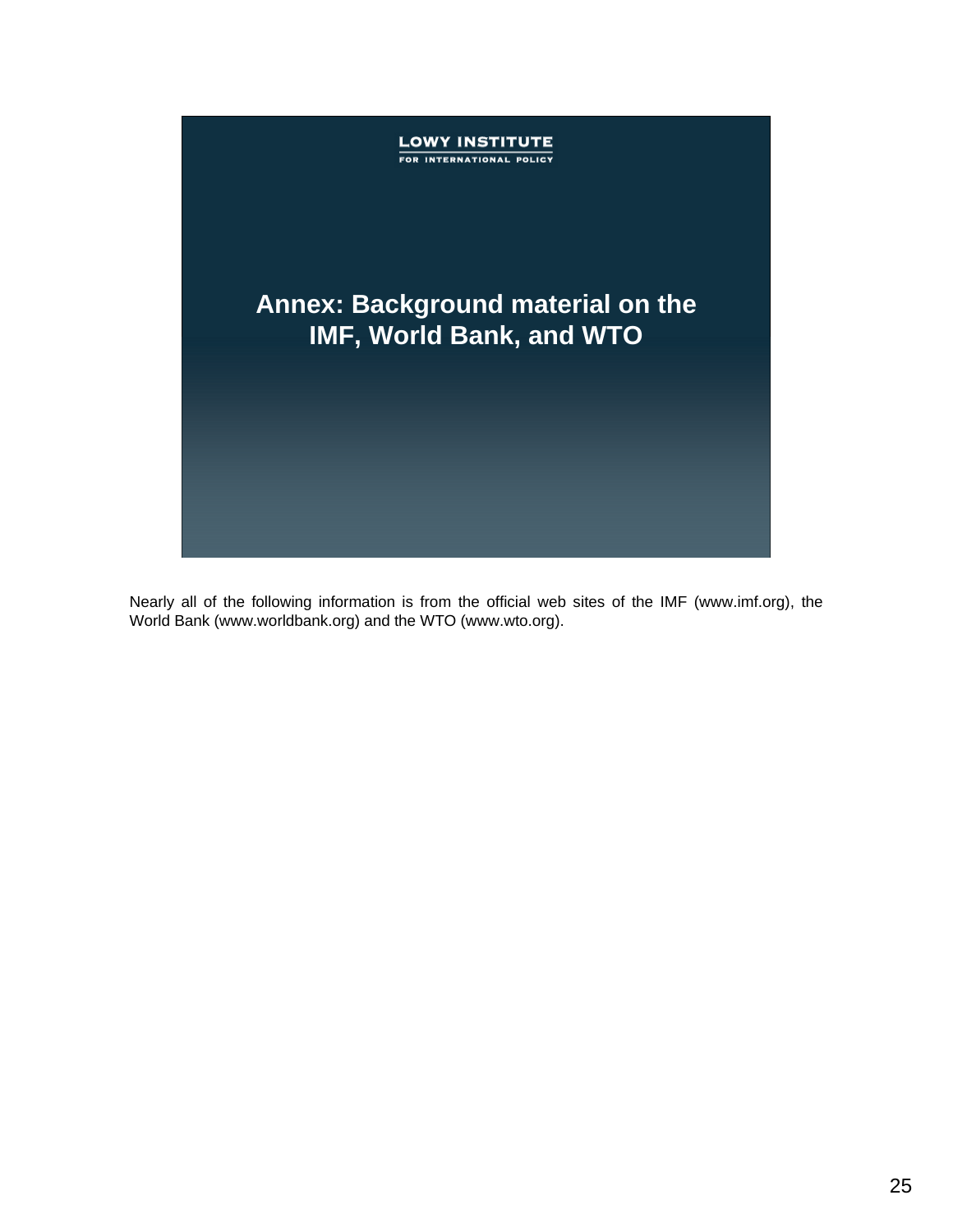LOWY INSTITUTE
FOR INTERNATIONAL POLICY

# Annex: Background material on the IMF, World Bank, and WTO

Nearly all of the following information is from the official web sites of the IMF (www.imf.org), the World Bank (www.worldbank.org) and the WTO (www.wto.org).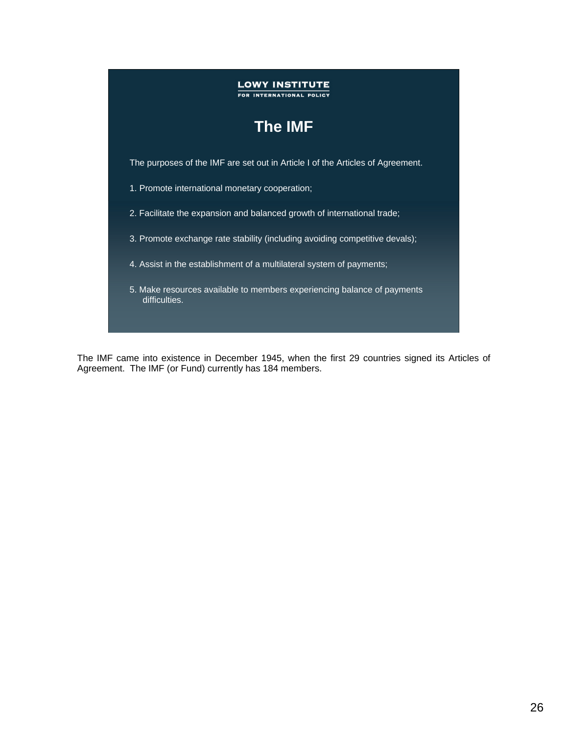LOWY INSTITUTE
FOR INTERNATIONAL POLICY

## The IMF

The purposes of the IMF are set out in Article I of the Articles of Agreement.

1. Promote international monetary cooperation;
2. Facilitate the expansion and balanced growth of international trade;
3. Promote exchange rate stability (including avoiding competitive devals);
4. Assist in the establishment of a multilateral system of payments;
5. Make resources available to members experiencing balance of payments difficulties.

The IMF came into existence in December 1945, when the first 29 countries signed its Articles of Agreement. The IMF (or Fund) currently has 184 members.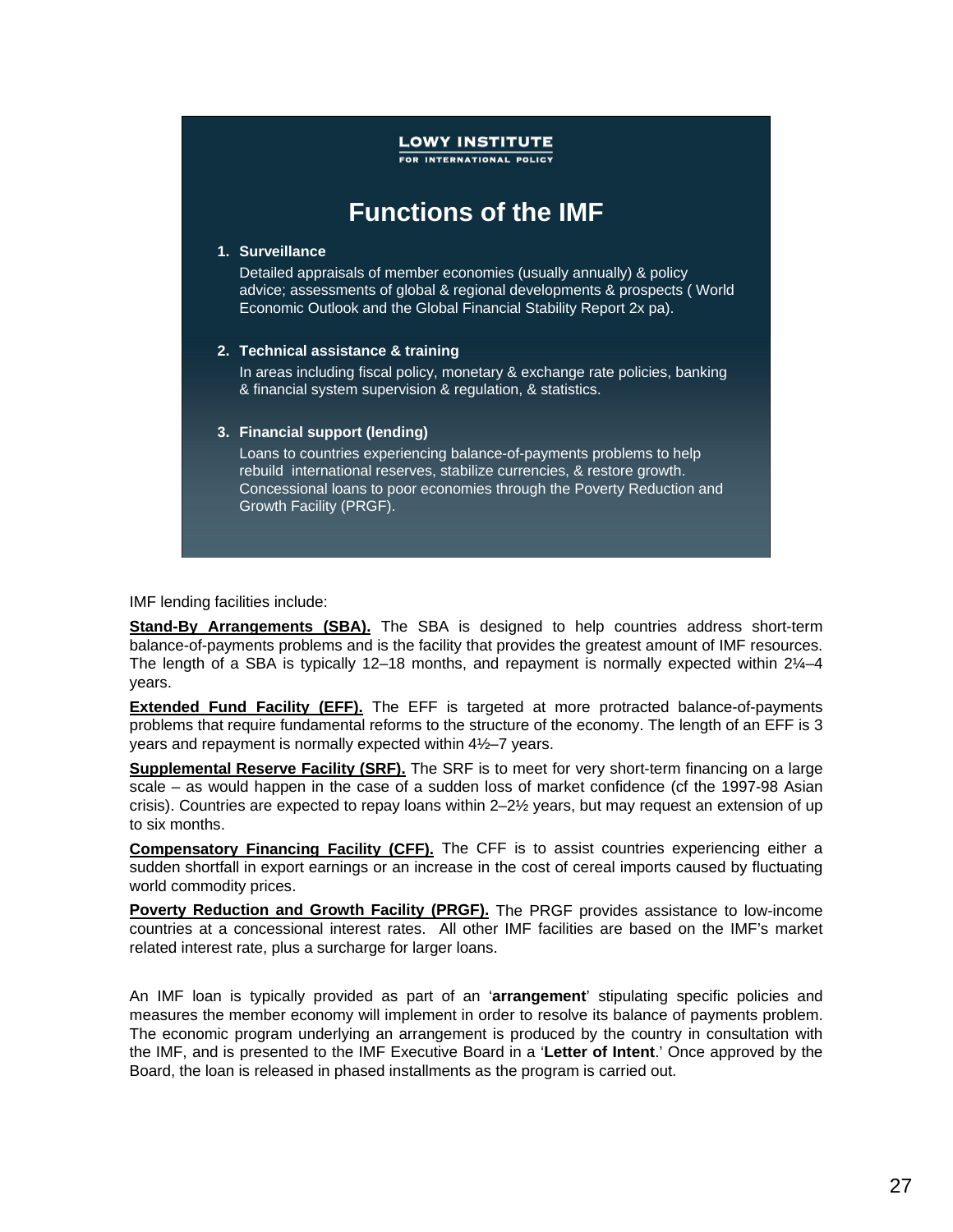LOWY INSTITUTE
FOR INTERNATIONAL POLICY

## Functions of the IMF

1. **Surveillance**

   Detailed appraisals of member economies (usually annually) & policy advice; assessments of global & regional developments & prospects ( World Economic Outlook and the Global Financial Stability Report 2x pa).

2. **Technical assistance & training**

   In areas including fiscal policy, monetary & exchange rate policies, banking & financial system supervision & regulation, & statistics.

3. **Financial support (lending)**

   Loans to countries experiencing balance-of-payments problems to help rebuild international reserves, stabilize currencies, & restore growth. Concessional loans to poor economies through the Poverty Reduction and Growth Facility (PRGF).

IMF lending facilities include:

**Stand-By Arrangements (SBA).** The SBA is designed to help countries address short-term balance-of-payments problems and is the facility that provides the greatest amount of IMF resources. The length of a SBA is typically 12–18 months, and repayment is normally expected within 2¼–4 years.

**Extended Fund Facility (EFF).** The EFF is targeted at more protracted balance-of-payments problems that require fundamental reforms to the structure of the economy. The length of an EFF is 3 years and repayment is normally expected within 4½–7 years.

**Supplemental Reserve Facility (SRF).** The SRF is to meet for very short-term financing on a large scale – as would happen in the case of a sudden loss of market confidence (cf the 1997-98 Asian crisis). Countries are expected to repay loans within 2–2½ years, but may request an extension of up to six months.

**Compensatory Financing Facility (CFF).** The CFF is to assist countries experiencing either a sudden shortfall in export earnings or an increase in the cost of cereal imports caused by fluctuating world commodity prices.

**Poverty Reduction and Growth Facility (PRGF).** The PRGF provides assistance to low-income countries at a concessional interest rates. All other IMF facilities are based on the IMF's market related interest rate, plus a surcharge for larger loans.

An IMF loan is typically provided as part of an '**arrangement**' stipulating specific policies and measures the member economy will implement in order to resolve its balance of payments problem. The economic program underlying an arrangement is produced by the country in consultation with the IMF, and is presented to the IMF Executive Board in a '**Letter of Intent**.' Once approved by the Board, the loan is released in phased installments as the program is carried out.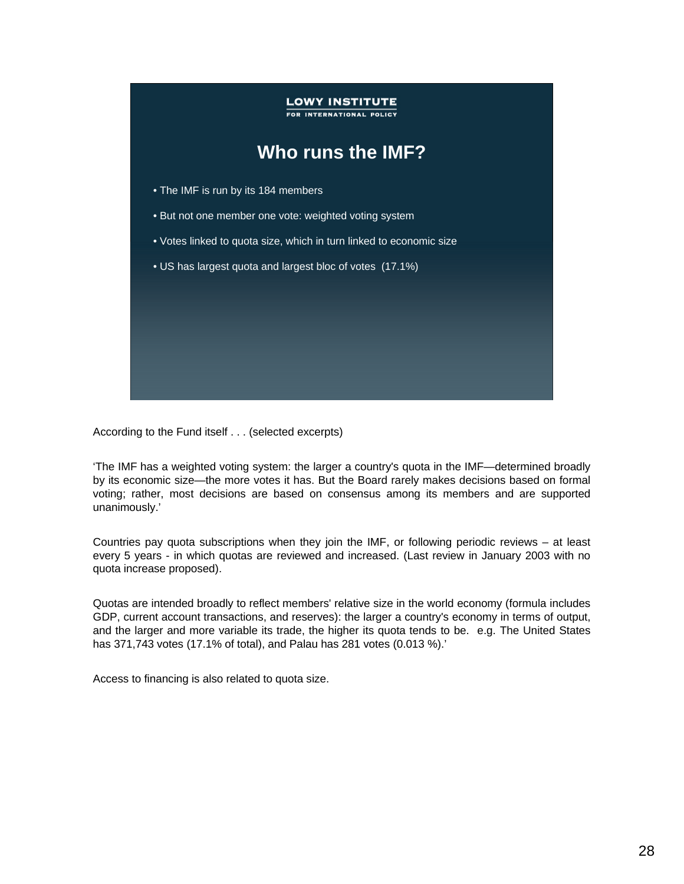LOWY INSTITUTE
FOR INTERNATIONAL POLICY

## Who runs the IMF?

- The IMF is run by its 184 members
- But not one member one vote: weighted voting system
- Votes linked to quota size, which in turn linked to economic size
- US has largest quota and largest bloc of votes (17.1%)

According to the Fund itself . . . (selected excerpts)

'The IMF has a weighted voting system: the larger a country's quota in the IMF—determined broadly by its economic size—the more votes it has. But the Board rarely makes decisions based on formal voting; rather, most decisions are based on consensus among its members and are supported unanimously.'

Countries pay quota subscriptions when they join the IMF, or following periodic reviews – at least every 5 years - in which quotas are reviewed and increased. (Last review in January 2003 with no quota increase proposed).

Quotas are intended broadly to reflect members' relative size in the world economy (formula includes GDP, current account transactions, and reserves): the larger a country's economy in terms of output, and the larger and more variable its trade, the higher its quota tends to be. e.g. The United States has 371,743 votes (17.1% of total), and Palau has 281 votes (0.013 %).'

Access to financing is also related to quota size.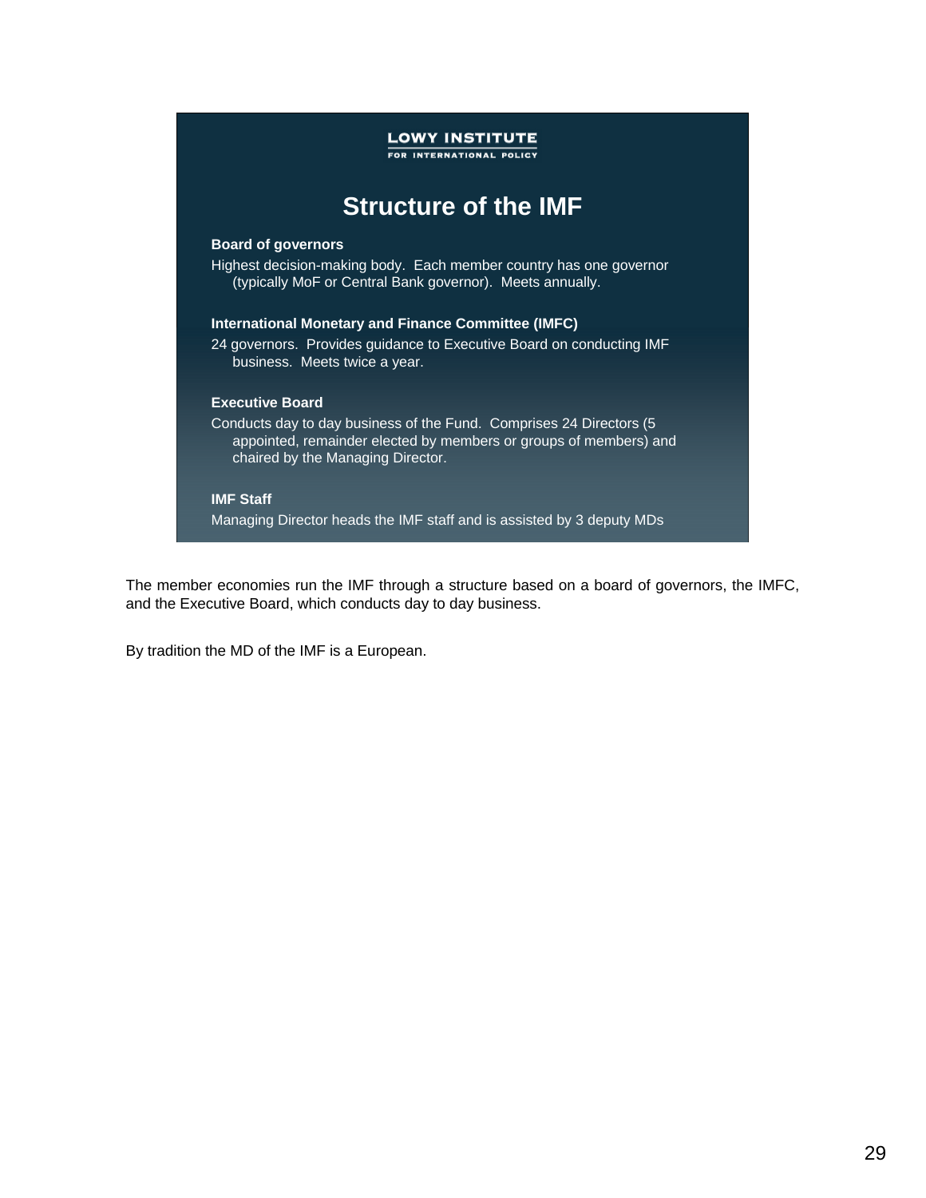LOWY INSTITUTE
FOR INTERNATIONAL POLICY

## Structure of the IMF

**Board of governors**

Highest decision-making body. Each member country has one governor (typically MoF or Central Bank governor). Meets annually.

**International Monetary and Finance Committee (IMFC)**

24 governors. Provides guidance to Executive Board on conducting IMF business. Meets twice a year.

**Executive Board**

Conducts day to day business of the Fund. Comprises 24 Directors (5 appointed, remainder elected by members or groups of members) and chaired by the Managing Director.

**IMF Staff**

Managing Director heads the IMF staff and is assisted by 3 deputy MDs

The member economies run the IMF through a structure based on a board of governors, the IMFC, and the Executive Board, which conducts day to day business.

By tradition the MD of the IMF is a European.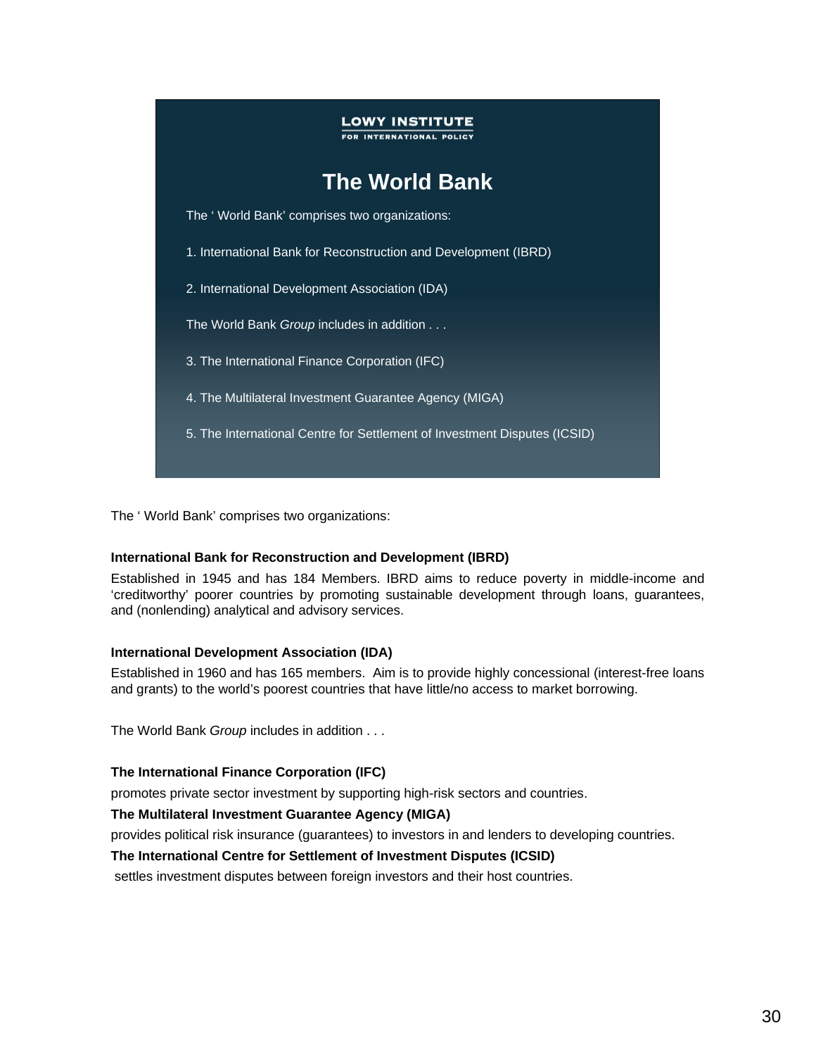LOWY INSTITUTE
FOR INTERNATIONAL POLICY

## The World Bank

The ‘ World Bank’ comprises two organizations:

1. International Bank for Reconstruction and Development (IBRD)

2. International Development Association (IDA)

The World Bank *Group* includes in addition . . .

3. The International Finance Corporation (IFC)

4. The Multilateral Investment Guarantee Agency (MIGA)

5. The International Centre for Settlement of Investment Disputes (ICSID)

The ‘ World Bank’ comprises two organizations:

**International Bank for Reconstruction and Development (IBRD)**

Established in 1945 and has 184 Members. IBRD aims to reduce poverty in middle-income and ‘creditworthy’ poorer countries by promoting sustainable development through loans, guarantees, and (nonlending) analytical and advisory services.

**International Development Association (IDA)**

Established in 1960 and has 165 members. Aim is to provide highly concessional (interest-free loans and grants) to the world’s poorest countries that have little/no access to market borrowing.

The World Bank *Group* includes in addition . . .

**The International Finance Corporation (IFC)**

promotes private sector investment by supporting high-risk sectors and countries.

**The Multilateral Investment Guarantee Agency (MIGA)**

provides political risk insurance (guarantees) to investors in and lenders to developing countries.

**The International Centre for Settlement of Investment Disputes (ICSID)**

settles investment disputes between foreign investors and their host countries.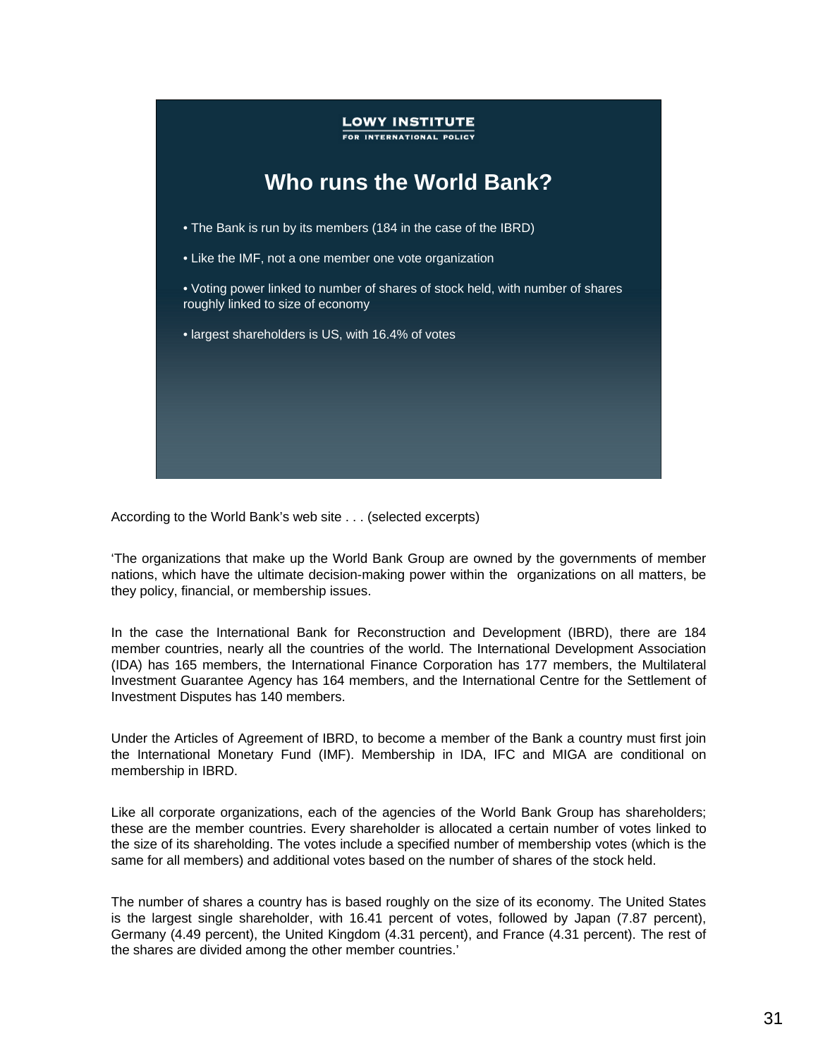LOWY INSTITUTE
FOR INTERNATIONAL POLICY

## Who runs the World Bank?

- The Bank is run by its members (184 in the case of the IBRD)
- Like the IMF, not a one member one vote organization
- Voting power linked to number of shares of stock held, with number of shares roughly linked to size of economy
- largest shareholders is US, with 16.4% of votes

According to the World Bank's web site . . . (selected excerpts)

'The organizations that make up the World Bank Group are owned by the governments of member nations, which have the ultimate decision-making power within the organizations on all matters, be they policy, financial, or membership issues.

In the case the International Bank for Reconstruction and Development (IBRD), there are 184 member countries, nearly all the countries of the world. The International Development Association (IDA) has 165 members, the International Finance Corporation has 177 members, the Multilateral Investment Guarantee Agency has 164 members, and the International Centre for the Settlement of Investment Disputes has 140 members.

Under the Articles of Agreement of IBRD, to become a member of the Bank a country must first join the International Monetary Fund (IMF). Membership in IDA, IFC and MIGA are conditional on membership in IBRD.

Like all corporate organizations, each of the agencies of the World Bank Group has shareholders; these are the member countries. Every shareholder is allocated a certain number of votes linked to the size of its shareholding. The votes include a specified number of membership votes (which is the same for all members) and additional votes based on the number of shares of the stock held.

The number of shares a country has is based roughly on the size of its economy. The United States is the largest single shareholder, with 16.41 percent of votes, followed by Japan (7.87 percent), Germany (4.49 percent), the United Kingdom (4.31 percent), and France (4.31 percent). The rest of the shares are divided among the other member countries.'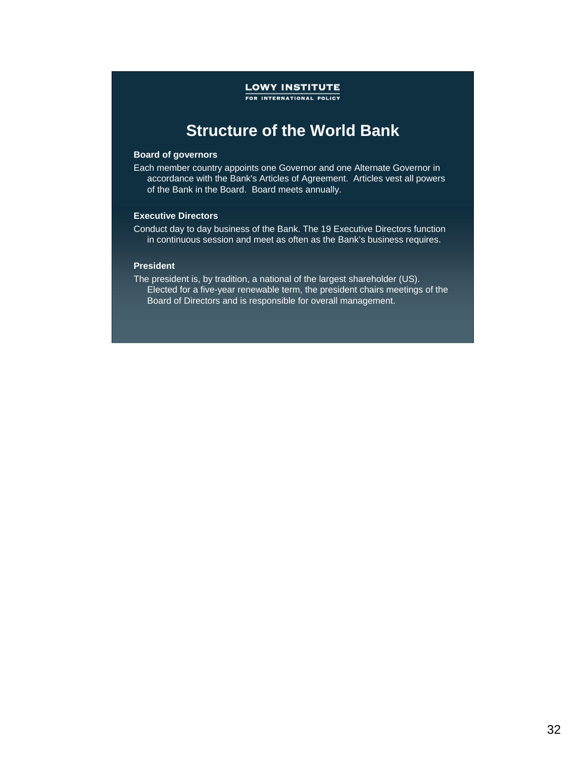LOWY INSTITUTE
FOR INTERNATIONAL POLICY

# Structure of the World Bank

**Board of governors**

Each member country appoints one Governor and one Alternate Governor in accordance with the Bank's Articles of Agreement. Articles vest all powers of the Bank in the Board. Board meets annually.

**Executive Directors**

Conduct day to day business of the Bank. The 19 Executive Directors function in continuous session and meet as often as the Bank's business requires.

**President**

The president is, by tradition, a national of the largest shareholder (US). Elected for a five-year renewable term, the president chairs meetings of the Board of Directors and is responsible for overall management.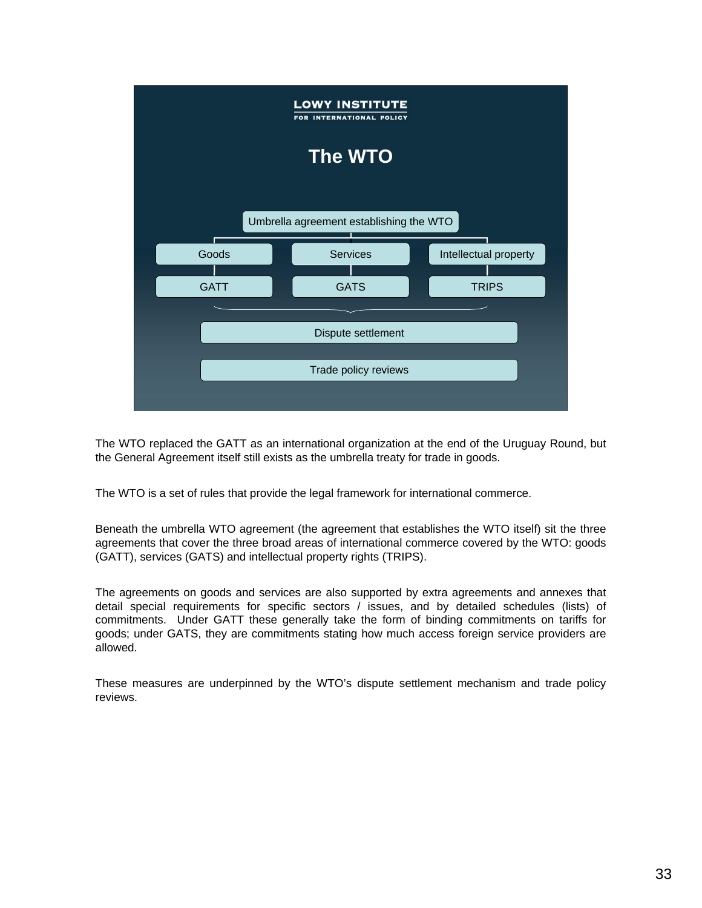LOWY INSTITUTE
FOR INTERNATIONAL POLICY

## The WTO

Umbrella agreement establishing the WTO

| Goods | Services | Intellectual property |
|---|---|---|
| GATT | GATS | TRIPS |

Dispute settlement

Trade policy reviews

The WTO replaced the GATT as an international organization at the end of the Uruguay Round, but the General Agreement itself still exists as the umbrella treaty for trade in goods.

The WTO is a set of rules that provide the legal framework for international commerce.

Beneath the umbrella WTO agreement (the agreement that establishes the WTO itself) sit the three agreements that cover the three broad areas of international commerce covered by the WTO: goods (GATT), services (GATS) and intellectual property rights (TRIPS).

The agreements on goods and services are also supported by extra agreements and annexes that detail special requirements for specific sectors / issues, and by detailed schedules (lists) of commitments. Under GATT these generally take the form of binding commitments on tariffs for goods; under GATS, they are commitments stating how much access foreign service providers are allowed.

These measures are underpinned by the WTO's dispute settlement mechanism and trade policy reviews.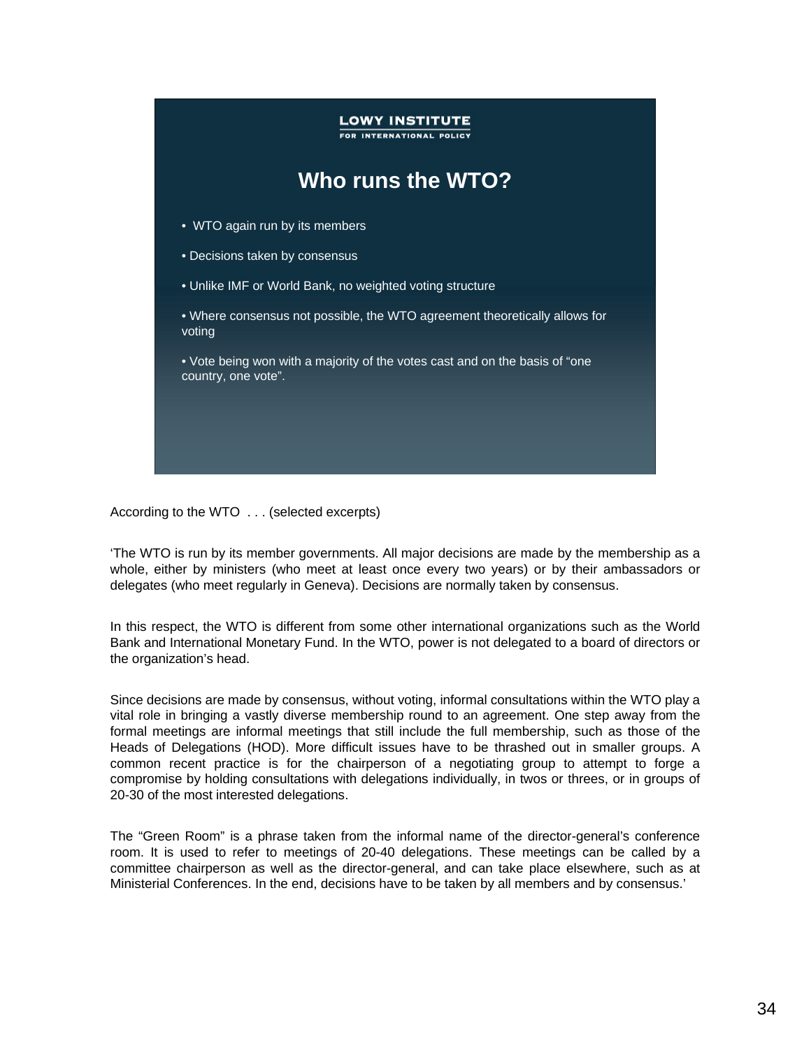LOWY INSTITUTE
FOR INTERNATIONAL POLICY

## Who runs the WTO?

- WTO again run by its members
- Decisions taken by consensus
- Unlike IMF or World Bank, no weighted voting structure
- Where consensus not possible, the WTO agreement theoretically allows for voting
- Vote being won with a majority of the votes cast and on the basis of “one country, one vote”.

According to the WTO . . . (selected excerpts)

‘The WTO is run by its member governments. All major decisions are made by the membership as a whole, either by ministers (who meet at least once every two years) or by their ambassadors or delegates (who meet regularly in Geneva). Decisions are normally taken by consensus.

In this respect, the WTO is different from some other international organizations such as the World Bank and International Monetary Fund. In the WTO, power is not delegated to a board of directors or the organization’s head.

Since decisions are made by consensus, without voting, informal consultations within the WTO play a vital role in bringing a vastly diverse membership round to an agreement. One step away from the formal meetings are informal meetings that still include the full membership, such as those of the Heads of Delegations (HOD). More difficult issues have to be thrashed out in smaller groups. A common recent practice is for the chairperson of a negotiating group to attempt to forge a compromise by holding consultations with delegations individually, in twos or threes, or in groups of 20-30 of the most interested delegations.

The “Green Room” is a phrase taken from the informal name of the director-general’s conference room. It is used to refer to meetings of 20-40 delegations. These meetings can be called by a committee chairperson as well as the director-general, and can take place elsewhere, such as at Ministerial Conferences. In the end, decisions have to be taken by all members and by consensus.’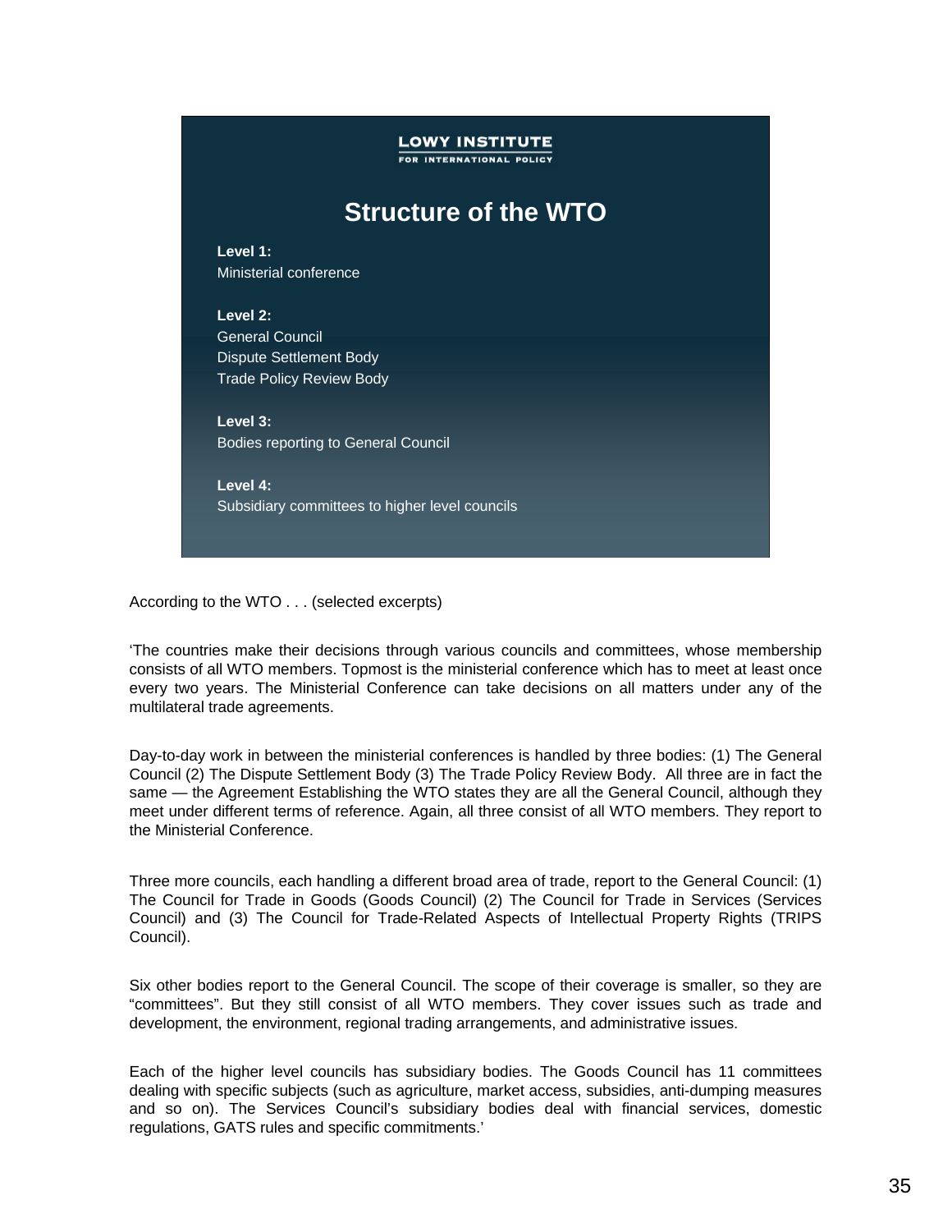LOWY INSTITUTE
FOR INTERNATIONAL POLICY

## Structure of the WTO

**Level 1:**
Ministerial conference

**Level 2:**
General Council
Dispute Settlement Body
Trade Policy Review Body

**Level 3:**
Bodies reporting to General Council

**Level 4:**
Subsidiary committees to higher level councils

According to the WTO . . . (selected excerpts)

'The countries make their decisions through various councils and committees, whose membership consists of all WTO members. Topmost is the ministerial conference which has to meet at least once every two years. The Ministerial Conference can take decisions on all matters under any of the multilateral trade agreements.

Day-to-day work in between the ministerial conferences is handled by three bodies: (1) The General Council (2) The Dispute Settlement Body (3) The Trade Policy Review Body. All three are in fact the same — the Agreement Establishing the WTO states they are all the General Council, although they meet under different terms of reference. Again, all three consist of all WTO members. They report to the Ministerial Conference.

Three more councils, each handling a different broad area of trade, report to the General Council: (1) The Council for Trade in Goods (Goods Council) (2) The Council for Trade in Services (Services Council) and (3) The Council for Trade-Related Aspects of Intellectual Property Rights (TRIPS Council).

Six other bodies report to the General Council. The scope of their coverage is smaller, so they are "committees". But they still consist of all WTO members. They cover issues such as trade and development, the environment, regional trading arrangements, and administrative issues.

Each of the higher level councils has subsidiary bodies. The Goods Council has 11 committees dealing with specific subjects (such as agriculture, market access, subsidies, anti-dumping measures and so on). The Services Council's subsidiary bodies deal with financial services, domestic regulations, GATS rules and specific commitments.'